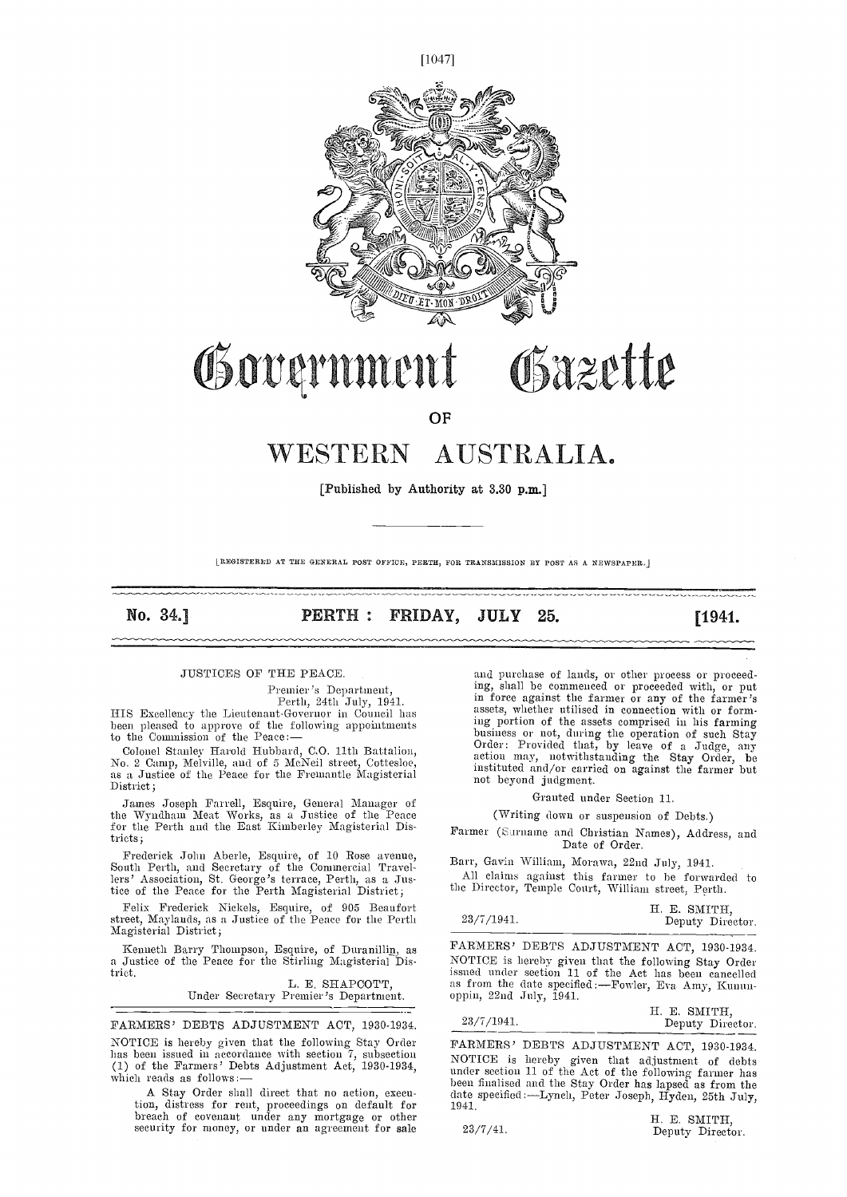# Government Gazette

## OF

# WESTERN AUSTRALIA.

[Published by Authority at 3.30 p.m.]

[REGISTERED AT THE GENERAL POST OFFICE, PERTH, FOR TRANSMISSION BY POST AS A NEWSPAPER.]

**No. 34.] PERTH : FRIDAY, JULY 25. [1941.**

---

### JUSTICES OF THE PEACE.

Premier's Department,
Perth, 24th July, 1941.

HIS Excellency the Lieutenant-Governor in Council has been pleased to approve of the following appointments to the Commission of the Peace:—

Colonel Stanley Harold Hubbard, C.O. 11th Battalion, No. 2 Camp, Melville, and of 5 McNeil street, Cottesloe, as a Justice of the Peace for the Fremantle Magisterial District;

James Joseph Farrell, Esquire, General Manager of the Wyndham Meat Works, as a Justice of the Peace for the Perth and the East Kimberley Magisterial Districts;

Frederick John Aberle, Esquire, of 10 Rose avenue, South Perth, and Secretary of the Commercial Travellers' Association, St. George's terrace, Perth, as a Justice of the Peace for the Perth Magisterial District;

Felix Frederick Nickels, Esquire, of 905 Beaufort street, Maylands, as a Justice of the Peace for the Perth Magisterial District;

Kenneth Barry Thompson, Esquire, of Duranillin, as a Justice of the Peace for the Stirling Magisterial District.

L. E. SHAPCOTT,
Under Secretary Premier's Department.

---

### FARMERS' DEBTS ADJUSTMENT ACT, 1930-1934.

NOTICE is hereby given that the following Stay Order has been issued in accordance with section 7, subsection (1) of the Farmers' Debts Adjustment Act, 1930-1934, which reads as follows:—

> A Stay Order shall direct that no action, execution, distress for rent, proceedings on default for breach of covenant under any mortgage or other security for money, or under an agreement for sale and purchase of lands, or other process or proceeding, shall be commenced or proceeded with, or put in force against the farmer or any of the farmer's assets, whether utilised in connection with or forming portion of the assets comprised in his farming business or not, during the operation of such Stay Order: Provided that, by leave of a Judge, any action may, notwithstanding the Stay Order, be instituted and/or carried on against the farmer but not beyond judgment.

Granted under Section 11.

(Writing down or suspension of Debts.)

Farmer (Surname and Christian Names), Address, and Date of Order.

Barr, Gavin William, Morawa, 22nd July, 1941.

All claims against this farmer to be forwarded to the Director, Temple Court, William street, Perth.

23/7/1941.

H. E. SMITH,
Deputy Director.

---

### FARMERS' DEBTS ADJUSTMENT ACT, 1930-1934.

NOTICE is hereby given that the following Stay Order issued under section 11 of the Act has been cancelled as from the date specified:—Fowler, Eva Amy, Kununoppin, 22nd July, 1941.

23/7/1941.

H. E. SMITH,
Deputy Director.

---

### FARMERS' DEBTS ADJUSTMENT ACT, 1930-1934.

NOTICE is hereby given that adjustment of debts under section 11 of the Act of the following farmer has been finalised and the Stay Order has lapsed as from the date specified:—Lynch, Peter Joseph, Hyden, 25th July, 1941.

23/7/41.

H. E. SMITH,
Deputy Director.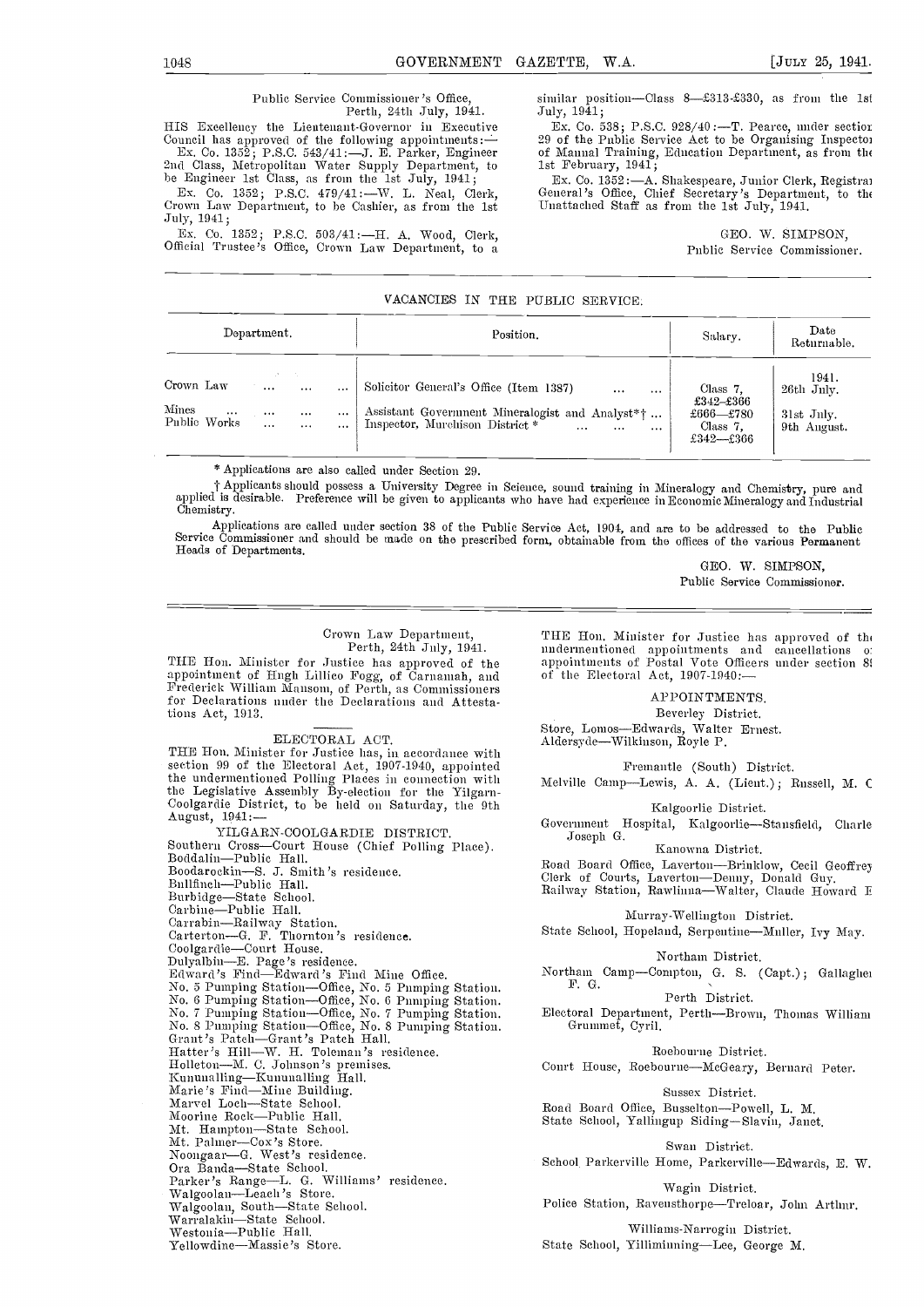Public Service Commissioner's Office,
Perth, 24th July, 1941.

HIS Excellency the Lieutenant-Governor in Executive Council has approved of the following appointments:—

Ex. Co. 1352; P.S.C. 543/41:—J. E. Parker, Engineer 2nd Class, Metropolitan Water Supply Department, to be Engineer 1st Class, as from the 1st July, 1941;

Ex. Co. 1352; P.S.C. 479/41:—W. L. Neal, Clerk, Crown Law Department, to be Cashier, as from the 1st July, 1941;

Ex. Co. 1352; P.S.C. 503/41:—H. A. Wood, Clerk, Official Trustee's Office, Crown Law Department, to a similar position—Class 8—£313-£330, as from the 1st July, 1941;

Ex. Co. 538; P.S.C. 928/40:—T. Pearce, under section 29 of the Public Service Act to be Organising Inspector of Manual Training, Education Department, as from the 1st February, 1941;

Ex. Co. 1352:—A. Shakespeare, Junior Clerk, Registrar General's Office, Chief Secretary's Department, to the Unattached Staff as from the 1st July, 1941.

GEO. W. SIMPSON,
Public Service Commissioner.

## VACANCIES IN THE PUBLIC SERVICE.

| Department. | Position. | Salary. | Date Returnable. |
|---|---|---|---|
| | | | 1941. |
| Crown Law | Solicitor General's Office (Item 1387) | Class 7, £342—£366 | 26th July. |
| Mines | Assistant Government Mineralogist and Analyst*† | £666—£780 | 31st July. |
| Public Works | Inspector, Murchison District * | Class 7, £342—£366 | 9th August. |

\* Applications are also called under Section 29.

† Applicants should possess a University Degree in Science, sound training in Mineralogy and Chemistry, pure and applied is desirable. Preference will be given to applicants who have had experience in Economic Mineralogy and Industrial Chemistry.

Applications are called under section 38 of the Public Service Act, 1904, and are to be addressed to the Public Service Commissioner and should be made on the prescribed form, obtainable from the offices of the various Permanent Heads of Departments.

GEO. W. SIMPSON,
Public Service Commissioner.

---

Crown Law Department,
Perth, 24th July, 1941.

THE Hon. Minister for Justice has approved of the appointment of Hugh Lillieo Fogg, of Carnamah, and Frederick William Mansom, of Perth, as Commissioners for Declarations under the Declarations and Attestations Act, 1913.

### ELECTORAL ACT.

THE Hon. Minister for Justice has, in accordance with section 99 of the Electoral Act, 1907-1940, appointed the undermentioned Polling Places in connection with the Legislative Assembly By-election for the Yilgarn-Coolgardie District, to be held on Saturday, the 9th August, 1941:—

YILGARN-COOLGARDIE DISTRICT.

Southern Cross—Court House (Chief Polling Place).
Boddalin—Public Hall.
Boodarockin—S. J. Smith's residence.
Bullfinch—Public Hall.
Burbidge—State School.
Carbine—Public Hall.
Carrabin—Railway Station.
Carterton—G. F. Thornton's residence.
Coolgardie—Court House.
Dulyalbin—E. Page's residence.
Edward's Find—Edward's Find Mine Office.
No. 5 Pumping Station—Office, No. 5 Pumping Station.
No. 6 Pumping Station—Office, No. 6 Pumping Station.
No. 7 Pumping Station—Office, No. 7 Pumping Station.
No. 8 Pumping Station—Office, No. 8 Pumping Station.
Grant's Patch—Grant's Patch Hall.
Hatter's Hill—W. H. Toleman's residence.
Holleton—M. C. Johnson's premises.
Kununalling—Kununalling Hall.
Marie's Find—Mine Building.
Marvel Loch—State School.
Moorine Rock—Public Hall.
Mt. Hampton—State School.
Mt. Palmer—Cox's Store.
Noongaar—G. West's residence.
Ora Banda—State School.
Parker's Range—L. G. Williams' residence.
Walgoolan—Leach's Store.
Walgoolan, South—State School.
Warralakin—State School.
Westonia—Public Hall.
Yellowdine—Massie's Store.

THE Hon. Minister for Justice has approved of the undermentioned appointments and cancellations of appointments of Postal Vote Officers under section 8[?] of the Electoral Act, 1907-1940:—

APPOINTMENTS.

Beverley District.

Store, Lomos—Edwards, Walter Ernest.
Aldersyde—Wilkinson, Royle P.

Fremantle (South) District.

Melville Camp—Lewis, A. A. (Lieut.); Russell, M. C.

Kalgoorlie District.

Government Hospital, Kalgoorlie—Stansfield, Charles Joseph G.

Kanowna District.

Road Board Office, Laverton—Brinklow, Cecil Geoffrey
Clerk of Courts, Laverton—Denny, Donald Guy.
Railway Station, Rawlinna—Walter, Claude Howard E.

Murray-Wellington District.

State School, Hopeland, Serpentine—Muller, Ivy May.

Northam District.

Northam Camp—Compton, G. S. (Capt.); Gallagher F. G.

Perth District.

Electoral Department, Perth—Brown, Thomas William Grummet, Cyril.

Roebourne District.

Court House, Roebourne—McGeary, Bernard Peter.

Sussex District.

Road Board Office, Busselton—Powell, L. M.
State School, Yallingup Siding—Slavin, Janet.

Swan District.

School Parkerville Home, Parkerville—Edwards, E. W.

Wagin District.

Police Station, Ravensthorpe—Treloar, John Arthur.

Williams-Narrogin District.

State School, Yilliminning—Lee, George M.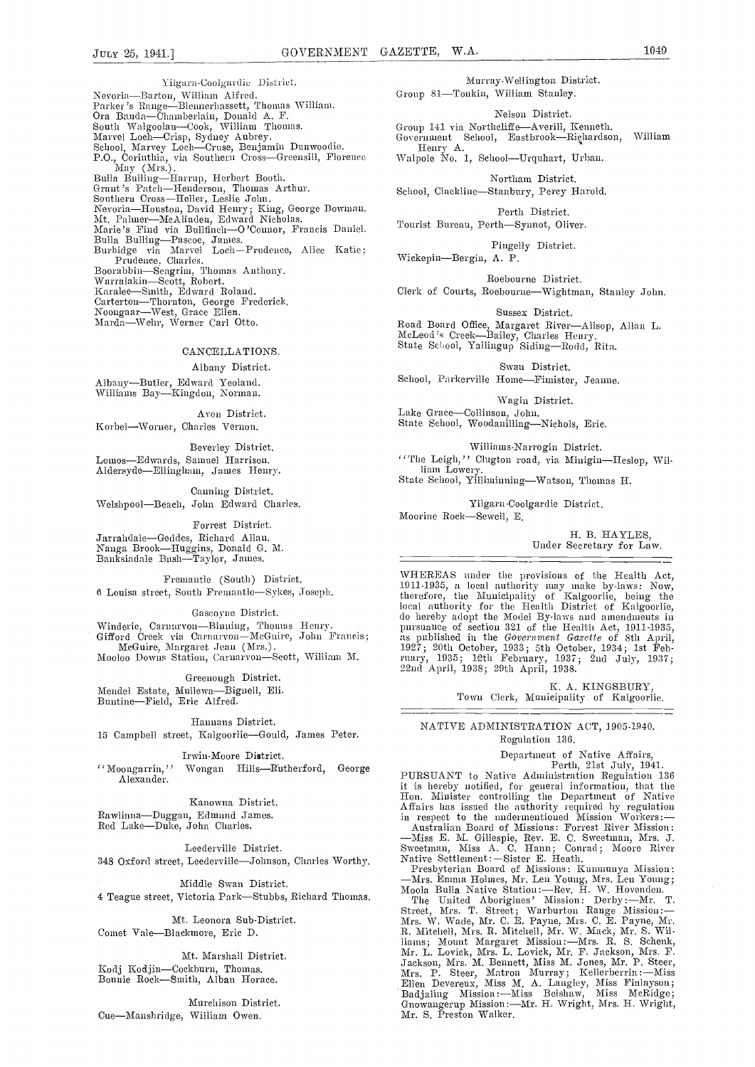Yilgarn-Coolgardie District.

Nevoria—Barton, William Alfred.
Parker's Range—Blennerhassett, Thomas William.
Ora Banda—Chamberlain, Donald A. F.
South Walgoolan—Cook, William Thomas.
Marvel Loch—Crisp, Sydney Aubrey.
School, Marvey Loch—Cruse, Benjamin Dunwoodie.
P.O., Corinthia, via Southern Cross—Greensill, Florence May (Mrs.).
Bulla Bulling—Harrup, Herbert Booth.
Grant's Patch—Henderson, Thomas Arthur.
Southern Cross—Heller, Leslie John.
Nevoria—Houston, David Henry; King, George Bowman.
Mt. Palmer—McAlinden, Edward Nicholas.
Marie's Find via Bullfinch—O'Connor, Francis Daniel.
Bulla Bulling—Pascoe, James.
Burbidge via Marvel Loch—Prudence, Alice Katie; Prudence, Charles.
Boorabbin—Seagrim, Thomas Anthony.
Warralakin—Scott, Robert.
Karalee—Smith, Edward Roland.
Carterton—Thornton, George Frederick.
Noongaar—West, Grace Ellen.
Marda—Wehr, Werner Carl Otto.

## CANCELLATIONS.

Albany District.

Albany—Butler, Edward Yeoland.
Williams Bay—Kingdon, Norman.

Avon District.

Korbel—Worner, Charles Vernon.

Beverley District.

Lomos—Edwards, Samuel Harrison.
Aldersyde—Ellingham, James Henry.

Canning District.

Welshpool—Beach, John Edward Charles.

Forrest District.

Jarrahdale—Geddes, Richard Allan.
Nanga Brook—Huggins, Donald G. M.
Banksiadale Bush—Taylor, James.

Fremantle (South) District.

6 Louisa street, South Fremantle—Sykes, Joseph.

Gascoyne District.

Winderie, Carnarvon—Binning, Thomas Henry.
Gifford Creek via Carnarvon—McGuire, John Francis; McGuire, Margaret Jean (Mrs.).
Mooloo Downs Station, Carnarvon—Scott, William M.

Greenough District.

Mendel Estate, Mullewa—Bignell, Eli.
Buntine—Field, Eric Alfred.

Hannans District.

15 Campbell street, Kalgoorlie—Gould, James Peter.

Irwin-Moore District.

"Moongarrin," Wongan Hills—Rutherford, George Alexander.

Kanowna District.

Rawlinna—Duggan, Edmund James.
Red Lake—Duke, John Charles.

Leederville District.

348 Oxford street, Leederville—Johnson, Charles Worthy.

Middle Swan District.

4 Teague street, Victoria Park—Stubbs, Richard Thomas.

Mt. Leonora Sub-District.

Comet Vale—Blackmore, Eric D.

Mt. Marshall District.

Kodj Kodjin—Cockburn, Thomas.
Bonnie Rock—Smith, Alban Horace.

Murchison District.

Cue—Mansbridge, William Owen.

Murray-Wellington District.

Group 81—Tonkin, William Stanley.

Nelson District.

Group 141 via Northcliffe—Averill, Kenneth.
Government School, Eastbrook—Richardson, William Henry A.
Walpole No. 1, School—Urquhart, Urban.

Northam District.

School, Clackline—Stanbury, Percy Harold.

Perth District.

Tourist Bureau, Perth—Synnot, Oliver.

Pingelly District.

Wickepin—Bergin, A. P.

Roebourne District.

Clerk of Courts, Roebourne—Wightman, Stanley John.

Sussex District.

Road Board Office, Margaret River—Allsop, Allan L.
McLeod's Creek—Bailey, Charles Henry.
State School, Yallingup Siding—Rodd, Rita.

Swan District.

School, Parkerville Home—Finister, Jeanne.

Wagin District.

Lake Grace—Collinson, John.
State School, Woodanilling—Nichols, Eric.

Williams-Narrogin District.

"The Leigh," Clugton road, via Minigin—Heslop, William Lowery.
State School, Yilliminning—Watson, Thomas H.

Yilgarn-Coolgardie District.

Moorine Rock—Sewell, E.

H. B. HAYLES,
Under Secretary for Law.

---

WHEREAS under the provisions of the Health Act, 1911-1935, a local authority may make by-laws: Now, therefore, the Municipality of Kalgoorlie, being the local authority for the Health District of Kalgoorlie, do hereby adopt the Model By-laws and amendments in pursuance of section 321 of the Health Act, 1911-1935, as published in the *Government Gazette* of 8th April, 1927; 20th October, 1933; 5th October, 1934; 1st February, 1935; 12th February, 1937; 2nd July, 1937; 22nd April, 1938; 29th April, 1938.

K. A. KINGSBURY,
Town Clerk, Municipality of Kalgoorlie.

---

## NATIVE ADMINISTRATION ACT, 1905-1940.

Regulation 136.

Department of Native Affairs,
Perth, 21st July, 1941.

PURSUANT to Native Administration Regulation 136 it is hereby notified, for general information, that the Hon. Minister controlling the Department of Native Affairs has issued the authority required by regulation in respect to the undermentioned Mission Workers:—

Australian Board of Missions: Forrest River Mission: —Miss E. M. Gillespie, Rev. E. C. Sweetman, Mrs. J. Sweetman, Miss A. C. Hann; Conrad; Moore River Native Settlement:—Sister E. Heath.

Presbyterian Board of Missions: Kunmunya Mission: —Mrs. Emma Holmes, Mr. Len Young, Mrs. Len Young; Moola Bulla Native Station:—Rev. H. W. Hovenden.

The United Aborigines' Mission: Derby:—Mr. T. Street, Mrs. T. Street; Warburton Range Mission:—Mrs. W. Wade, Mr. C. E. Payne, Mrs. C. E. Payne, Mr. R. Mitchell, Mrs. R. Mitchell, Mr. W. Mack, Mr. S. Williams; Mount Margaret Mission:—Mrs. R. S. Schenk, Mr. L. Lovick, Mrs. L. Lovick, Mr. F. Jackson, Mrs. F. Jackson, Mrs. M. Bennett, Miss M. Jones, Mr. P. Steer, Mrs. P. Steer, Matron Murray; Kellerberrin:—Miss Ellen Devereux, Miss M. A. Langley, Miss Finlayson; Badjaling Mission:—Miss Belshaw, Miss McRidge; Gnowangerup Mission:—Mr. H. Wright, Mrs. H. Wright, Mr. S. Preston Walker.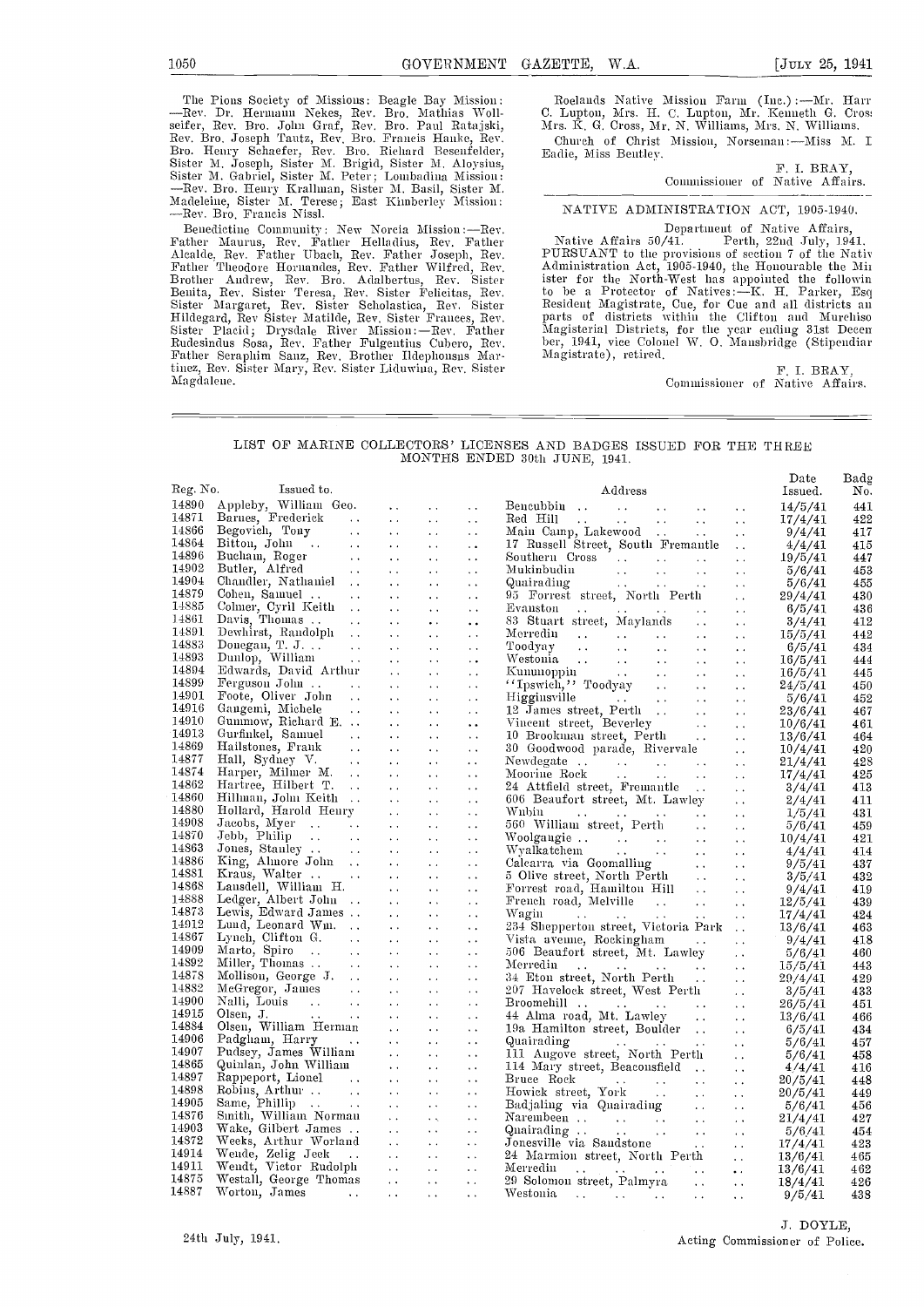The Pious Society of Missions: Beagle Bay Mission:—Rev. Dr. Hermann Nekes, Rev. Bro. Mathias Wollseifer, Rev. Bro. John Graf, Rev. Bro. Paul Ratajski, Rev. Bro. Joseph Tautz, Rev. Bro. Francis Hanke, Rev. Bro. Henry Schaefer, Rev. Bro. Richard Besenfelder, Sister M. Joseph, Sister M. Brigid, Sister M. Aloysius, Sister M. Gabriel, Sister M. Peter; Lombadina Mission:—Rev. Bro. Henry Krallman, Sister M. Basil, Sister M. Madeleine, Sister M. Terese; East Kimberley Mission:—Rev. Bro. Francis Nissl.

Benedictine Community: New Norcia Mission:—Rev. Father Maurus, Rev. Father Helladius, Rev. Father Alcalde, Rev. Father Ubach, Rev. Father Joseph, Rev. Father Theodore Hornandes, Rev. Father Wilfred, Rev. Brother Andrew, Rev. Bro. Adalbertus, Rev. Sister Benita, Rev. Sister Teresa, Rev. Sister Felicitas, Rev. Sister Margaret, Rev. Sister Scholastica, Rev. Sister Hildegard, Rev Sister Matilde, Rev. Sister Frances, Rev. Sister Placid; Drysdale River Mission:—Rev. Father Rudesindus Sosa, Rev. Father Fulgentius Cubero, Rev. Father Seraphim Sanz, Rev. Brother Ildephonsus Martinez, Rev. Sister Mary, Rev. Sister Liduwina, Rev. Sister Magdalene.

Roelands Native Mission Farm (Inc.):—Mr. Harr C. Lupton, Mrs. H. C. Lupton, Mr. Kenneth G. Cros Mrs. K. G. Cross, Mr. N. Williams, Mrs. N. Williams.

Church of Christ Mission, Norseman:—Miss M. I Eadie, Miss Bentley.

F. I. BRAY,
Commissioner of Native Affairs.

## NATIVE ADMINISTRATION ACT, 1905-1940.

Department of Native Affairs,
Native Affairs 50/41. Perth, 22nd July, 1941.

PURSUANT to the provisions of section 7 of the Nativ Administration Act, 1905-1940, the Honourable the Mi ister for the North-West has appointed the followin to be a Protector of Natives:—K. H. Parker, Esq Resident Magistrate, Cue, for Cue and all districts an parts of districts within the Clifton and Murchiso Magisterial Districts, for the year ending 31st Decem ber, 1941, vice Colonel W. O. Mansbridge (Stipendiar Magistrate), retired.

F. I. BRAY,
Commissioner of Native Affairs.

## LIST OF MARINE COLLECTORS' LICENSES AND BADGES ISSUED FOR THE THREE MONTHS ENDED 30th JUNE, 1941.

| Reg. No. | Issued to. | Address | Date Issued. | Badg No. |
|---|---|---|---|---|
| 14890 | Appleby, William Geo. | Bencubbin | 14/5/41 | 441 |
| 14871 | Barnes, Frederick | Red Hill | 17/4/41 | 422 |
| 14866 | Begovich, Tony | Main Camp, Lakewood | 9/4/41 | 417 |
| 14864 | Bitton, John | 17 Russell Street, South Fremantle | 4/4/41 | 415 |
| 14896 | Bucham, Roger | Southern Cross | 19/5/41 | 447 |
| 14902 | Butler, Alfred | Mukinbudin | 5/6/41 | 453 |
| 14904 | Chandler, Nathaniel | Quairading | 5/6/41 | 455 |
| 14879 | Cohen, Samuel | 95 Forrest street, North Perth | 29/4/41 | 430 |
| 14885 | Colmer, Cyril Keith | Evanston | 6/5/41 | 436 |
| 14861 | Davis, Thomas | 83 Stuart street, Maylands | 3/4/41 | 412 |
| 14891 | Dewhirst, Randolph | Merredin | 15/5/41 | 442 |
| 14883 | Donegan, T. J. | Toodyay | 6/5/41 | 434 |
| 14893 | Dunlop, William | Westonia | 16/5/41 | 444 |
| 14894 | Edwards, David Arthur | Kununoppin | 16/5/41 | 445 |
| 14899 | Ferguson John | "Ipswich," Toodyay | 24/5/41 | 450 |
| 14901 | Foote, Oliver John | Higginsville | 5/6/41 | 452 |
| 14916 | Gangemi, Michele | 12 James street, Perth | 23/6/41 | 467 |
| 14910 | Gummow, Richard E. | Vincent street, Beverley | 10/6/41 | 461 |
| 14913 | Gurfinkel, Samuel | 10 Brookman street, Perth | 13/6/41 | 464 |
| 14869 | Hailstones, Frank | 30 Goodwood parade, Rivervale | 10/4/41 | 420 |
| 14877 | Hall, Sydney V. | Newdegate | 21/4/41 | 428 |
| 14874 | Harper, Milmer M. | Moorine Rock | 17/4/41 | 425 |
| 14862 | Hartree, Hilbert T. | 24 Attfield street, Fremantle | 3/4/41 | 413 |
| 14860 | Hillman, John Keith | 606 Beaufort street, Mt. Lawley | 2/4/41 | 411 |
| 14880 | Hollard, Harold Henry | Wubin | 1/5/41 | 431 |
| 14908 | Jacobs, Myer | 560 William street, Perth | 5/6/41 | 459 |
| 14870 | Jebb, Philip | Woolgangie | 10/4/41 | 421 |
| 14863 | Jones, Stanley | Wyalkatchem | 4/4/41 | 414 |
| 14886 | King, Almore John | Calcarra via Goomalling | 9/5/41 | 437 |
| 14881 | Kraus, Walter | 5 Olive street, North Perth | 3/5/41 | 432 |
| 14868 | Lansdell, William H. | Forrest road, Hamilton Hill | 9/4/41 | 419 |
| 14888 | Ledger, Albert John | French road, Melville | 12/5/41 | 439 |
| 14873 | Lewis, Edward James | Wagin | 17/4/41 | 424 |
| 14912 | Lund, Leonard Wm. | 234 Shepperton street, Victoria Park | 13/6/41 | 463 |
| 14867 | Lynch, Clifton G. | Vista avenue, Rockingham | 9/4/41 | 418 |
| 14909 | Marto, Spiro | 506 Beaufort street, Mt. Lawley | 5/6/41 | 460 |
| 14892 | Miller, Thomas | Merredin | 15/5/41 | 443 |
| 14878 | Mollison, George J. | 34 Eton street, North Perth | 29/4/41 | 429 |
| 14882 | McGregor, James | 207 Havelock street, West Perth | 3/5/41 | 433 |
| 14900 | Nalli, Louis | Broomehill | 26/5/41 | 451 |
| 14915 | Olsen, J. | 44 Alma road, Mt. Lawley | 13/6/41 | 466 |
| 14884 | Olsen, William Herman | 19a Hamilton street, Boulder | 6/5/41 | 434 |
| 14906 | Padgham, Harry | Quairading | 5/6/41 | 457 |
| 14907 | Pudsey, James William | 111 Angove street, North Perth | 5/6/41 | 458 |
| 14865 | Quinlan, John William | 114 Mary street, Beaconsfield | 4/4/41 | 416 |
| 14897 | Rappeport, Lionel | Bruce Rock | 20/5/41 | 448 |
| 14898 | Robins, Arthur | Howick street, York | 20/5/41 | 449 |
| 14905 | Same, Phillip | Badjaling via Quairading | 5/6/41 | 456 |
| 14876 | Smith, William Norman | Narembeen | 21/4/41 | 427 |
| 14903 | Wake, Gilbert James | Quairading | 5/6/41 | 454 |
| 14872 | Weeks, Arthur Worland | Jonesville via Sandstone | 17/4/41 | 423 |
| 14914 | Wende, Zelig Jeek | 24 Marmion street, North Perth | 13/6/41 | 465 |
| 14911 | Wendt, Victor Rudolph | Merredin | 13/6/41 | 462 |
| 14875 | Westall, George Thomas | 29 Solomon street, Palmyra | 18/4/41 | 426 |
| 14887 | Worton, James | Westonia | 9/5/41 | 438 |

24th July, 1941.

J. DOYLE,
Acting Commissioner of Police.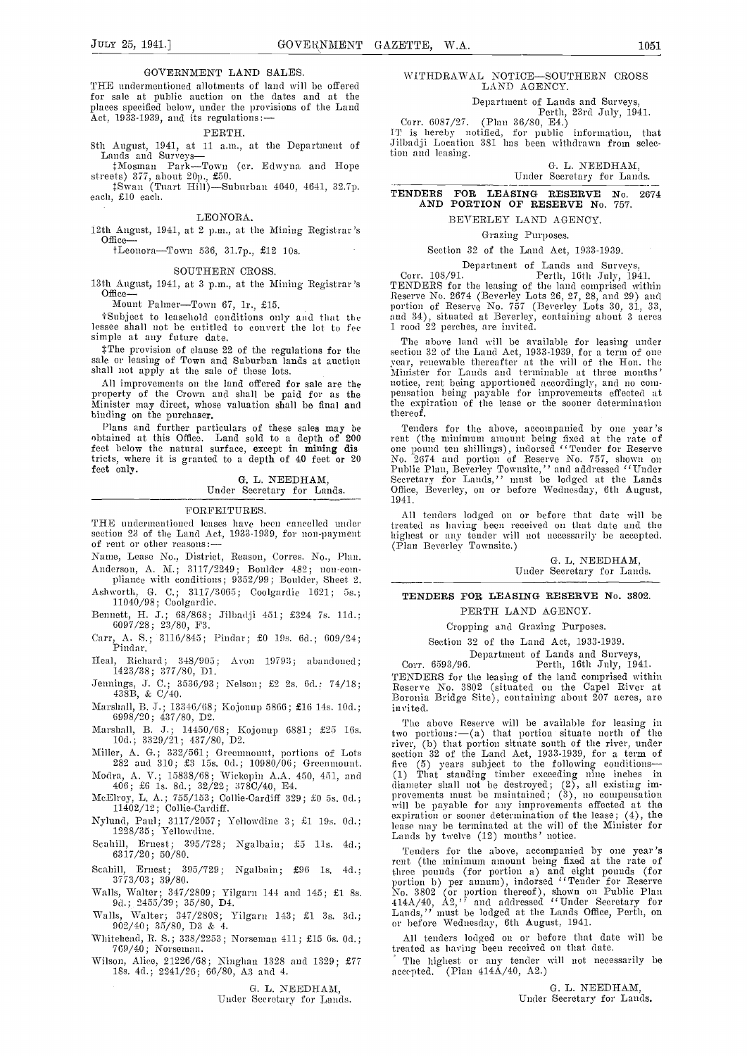## GOVERNMENT LAND SALES.

THE undermentioned allotments of land will be offered for sale at public auction on the dates and at the places specified below, under the provisions of the Land Act, 1933-1939, and its regulations:—

### PERTH.

8th August, 1941, at 11 a.m., at the Department of Lands and Surveys—

‡Mosman Park—Town (cr. Edwyna and Hope streets) 377, about 20p., £50.

‡Swan (Tuart Hill)—Suburban 4640, 4641, 32.7p. each, £10 each.

### LEONORA.

12th August, 1941, at 2 p.m., at the Mining Registrar's Office—

†Leonora—Town 536, 31.7p., £12 10s.

### SOUTHERN CROSS.

13th August, 1941, at 3 p.m., at the Mining Registrar's Office—

Mount Palmer—Town 67, 1r., £15.

†Subject to leasehold conditions only and that the lessee shall not be entitled to convert the lot to fee simple at any future date.

‡The provision of clause 22 of the regulations for the sale or leasing of Town and Suburban lands at auction shall not apply at the sale of these lots.

All improvements on the land offered for sale are the property of the Crown and shall be paid for as the Minister may direct, whose valuation shall be final and binding on the purchaser.

Plans and further particulars of these sales may be obtained at this Office. Land sold to a depth of 200 feet below the natural surface, except in mining districts, where it is granted to a depth of 40 feet or 20 feet only.

G. L. NEEDHAM,
Under Secretary for Lands.

---

## FORFEITURES.

THE undermentioned leases have been cancelled under section 23 of the Land Act, 1933-1939, for non-payment of rent or other reasons:—

Name, Lease No., District, Reason, Corres. No., Plan.

Anderson, A. M.; 3117/2249; Boulder 482; non-compliance with conditions; 9352/99; Boulder, Sheet 2.

Ashworth, G. C.; 3117/3065; Coolgardie 1621; 5s.; 11040/98; Coolgardie.

Bennett, H. J.; 68/868; Jilbadji 451; £324 7s. 11d.; 6097/28; 23/80, F3.

Carr, A. S.; 3116/845; Pindar; £0 19s. 6d.; 609/24; Pindar.

Heal, Richard; 348/905; Avon 19793; abandoned; 1423/38; 377/80, D1.

Jennings, J. C.; 3536/93; Nelson; £2 2s. 6d.; 74/18; 438B, & C/40.

Marshall, B. J.; 13346/68; Kojonup 5866; £16 14s. 10d.; 6998/20; 437/80, D2.

Marshall, B. J.; 14450/68; Kojonup 6881; £25 16s. 10d.; 3329/21; 437/80, D2.

Miller, A. G.; 332/561; Greenmount, portions of Lots 282 and 310; £3 15s. 0d.; 10980/06; Greenmount.

Modra, A. V.; 15838/68; Wickepin A.A. 450, 451, and 406; £6 1s. 8d.; 32/22; 378C/40, E4.

McElroy, L. A.; 755/153; Collie-Cardiff 329; £0 5s. 0d.; 11402/12; Collie-Cardiff.

Nylund, Paul; 3117/2057; Yellowdine 3; £1 19s. 0d.; 1228/35; Yellowdine.

Scahill, Ernest; 395/728; Ngalbain; £5 11s. 4d.; 6317/20; 50/80.

Scahill, Ernest; 395/729; Ngalbain; £96 1s. 4d.; 3773/03; 39/80.

Walls, Walter; 347/2809; Yilgarn 144 and 145; £1 8s. 9d.; 2455/39; 35/80, D4.

Walls, Walter; 347/2808; Yilgarn 143; £1 3s. 3d.; 902/40; 35/80, D3 & 4.

Whitehead, R. S.; 338/2253; Norseman 411; £15 0s. 0d.; 769/40; Norseman.

Wilson, Alice, 21226/68; Ninghan 1328 and 1329; £77 18s. 4d.; 2241/26; 66/80, A3 and 4.

G. L. NEEDHAM,
Under Secretary for Lands.

---

## WITHDRAWAL NOTICE—SOUTHERN CROSS LAND AGENCY.

Department of Lands and Surveys,
Perth, 23rd July, 1941.

Corr. 6087/27. (Plan 36/80, E4.)

IT is hereby notified, for public information, that Jilbadji Location 381 has been withdrawn from selection and leasing.

G. L. NEEDHAM,
Under Secretary for Lands.

---

## TENDERS FOR LEASING RESERVE No. 2674 AND PORTION OF RESERVE No. 757.

### BEVERLEY LAND AGENCY.

Grazing Purposes.

Section 32 of the Land Act, 1933-1939.

Department of Lands and Surveys,
Corr. 108/91. Perth, 16th July, 1941.

TENDERS for the leasing of the land comprised within Reserve No. 2674 (Beverley Lots 26, 27, 28, and 29) and portion of Reserve No. 757 (Beverley Lots 30, 31, 33, and 34), situated at Beverley, containing about 3 acres 1 rood 22 perches, are invited.

The above land will be available for leasing under section 32 of the Land Act, 1933-1939, for a term of one year, renewable thereafter at the will of the Hon. the Minister for Lands and terminable at three months' notice, rent being apportioned accordingly, and no compensation being payable for improvements effected at the expiration of the lease or the sooner determination thereof.

Tenders for the above, accompanied by one year's rent (the minimum amount being fixed at the rate of one pound ten shillings), indorsed "Tender for Reserve No. 2674 and portion of Reserve No. 757, shown on Public Plan, Beverley Townsite," and addressed "Under Secretary for Lands," must be lodged at the Lands Office, Beverley, on or before Wednesday, 6th August, 1941.

All tenders lodged on or before that date will be treated as having been received on that date and the highest or any tender will not necessarily be accepted. (Plan Beverley Townsite.)

G. L. NEEDHAM,
Under Secretary for Lands.

---

## TENDERS FOR LEASING RESERVE No. 3802.

### PERTH LAND AGENCY.

Cropping and Grazing Purposes.

Section 32 of the Land Act, 1933-1939.

Department of Lands and Surveys,
Corr. 6593/96. Perth, 16th July, 1941.

TENDERS for the leasing of the land comprised within Reserve No. 3802 (situated on the Capel River at Boronia Bridge Site), containing about 207 acres, are invited.

The above Reserve will be available for leasing in two portions:—(a) that portion situate north of the river, (b) that portion situate south of the river, under section 32 of the Land Act, 1933-1939, for a term of five (5) years subject to the following conditions—(1) That standing timber exceeding nine inches in diameter shall not be destroyed; (2), all existing improvements must be maintained; (3), no compensation will be payable for any improvements effected at the expiration or sooner determination of the lease; (4), the lease may be terminated at the will of the Minister for Lands by twelve (12) months' notice.

Tenders for the above, accompanied by one year's rent (the minimum amount being fixed at the rate of three pounds (for portion a) and eight pounds (for portion b) per annum), indorsed "Tender for Reserve No. 3802 (or portion thereof), shown on Public Plan 414A/40, A2," and addressed "Under Secretary for Lands," must be lodged at the Lands Office, Perth, on or before Wednesday, 6th August, 1941.

All tenders lodged on or before that date will be treated as having been received on that date.

The highest or any tender will not necessarily be accepted. (Plan 414A/40, A2.)

G. L. NEEDHAM,
Under Secretary for Lands.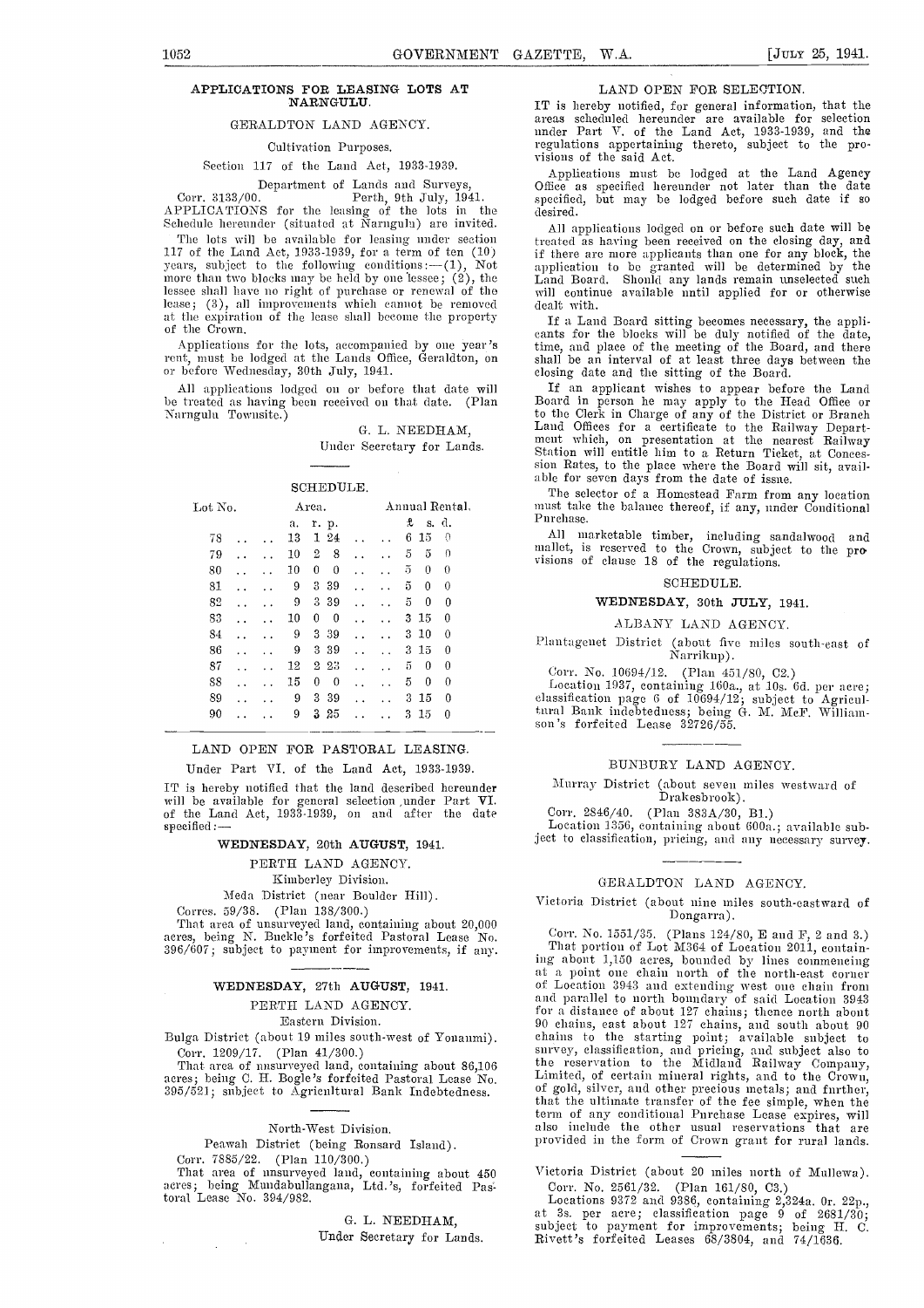## APPLICATIONS FOR LEASING LOTS AT NARNGULU.

GERALDTON LAND AGENCY.

Cultivation Purposes.

Section 117 of the Land Act, 1933-1939.

Department of Lands and Surveys,
Corr. 3133/00. Perth, 9th July, 1941.

APPLICATIONS for the leasing of the lots in the Schedule hereunder (situated at Narngulu) are invited.

The lots will be available for leasing under section 117 of the Land Act, 1933-1939, for a term of ten (10) years, subject to the following conditions:—(1), Not more than two blocks may be held by one lessee; (2), the lessee shall have no right of purchase or renewal of the lease; (3), all improvements which cannot be removed at the expiration of the lease shall become the property of the Crown.

Applications for the lots, accompanied by one year's rent, must be lodged at the Lands Office, Geraldton, on or before Wednesday, 30th July, 1941.

All applications lodged on or before that date will be treated as having been received on that date. (Plan Narngulu Townsite.)

G. L. NEEDHAM,
Under Secretary for Lands.

SCHEDULE.

| Lot No. | Area. a. r. p. | Annual Rental. £ s. d. |
|---|---|---|
| 78 | 13 1 24 | 6 15 0 |
| 79 | 10 2 8 | 5 5 0 |
| 80 | 10 0 0 | 5 0 0 |
| 81 | 9 3 39 | 5 0 0 |
| 82 | 9 3 39 | 5 0 0 |
| 83 | 10 0 0 | 3 15 0 |
| 84 | 9 3 39 | 3 10 0 |
| 86 | 9 3 39 | 3 15 0 |
| 87 | 12 2 23 | 5 0 0 |
| 88 | 15 0 0 | 5 0 0 |
| 89 | 9 3 39 | 3 15 0 |
| 90 | 9 3 25 | 3 15 0 |

## LAND OPEN FOR PASTORAL LEASING.

Under Part VI. of the Land Act, 1933-1939.

IT is hereby notified that the land described hereunder will be available for general selection under Part VI. of the Land Act, 1933-1939, on and after the date specified:—

**WEDNESDAY, 20th AUGUST, 1941.**

PERTH LAND AGENCY.

Kimberley Division.

Meda District (near Boulder Hill).

Corres. 59/38. (Plan 138/300.)

That area of unsurveyed land, containing about 20,000 acres, being N. Buckle's forfeited Pastoral Lease No. 396/607; subject to payment for improvements, if any.

**WEDNESDAY, 27th AUGUST, 1941.**

PERTH LAND AGENCY.

Eastern Division.

Bulga District (about 19 miles south-west of Youanmi).

Corr. 1209/17. (Plan 41/300.)

That area of unsurveyed land, containing about 86,106 acres; being C. H. Bogle's forfeited Pastoral Lease No. 395/521; subject to Agricultural Bank Indebtedness.

North-West Division.

Peawah District (being Ronsard Island).

Corr. 7885/22. (Plan 110/300.)

That area of unsurveyed land, containing about 450 acres; being Mundabullangana, Ltd.'s, forfeited Pastoral Lease No. 394/982.

G. L. NEEDHAM,
Under Secretary for Lands.

## LAND OPEN FOR SELECTION.

IT is hereby notified, for general information, that the areas scheduled hereunder are available for selection under Part V. of the Land Act, 1933-1939, and the regulations appertaining thereto, subject to the provisions of the said Act.

Applications must be lodged at the Land Agency Office as specified hereunder not later than the date specified, but may be lodged before such date if so desired.

All applications lodged on or before such date will be treated as having been received on the closing day, and if there are more applicants than one for any block, the application to be granted will be determined by the Land Board. Should any lands remain unselected such will continue available until applied for or otherwise dealt with.

If a Land Board sitting becomes necessary, the applicants for the blocks will be duly notified of the date, time, and place of the meeting of the Board, and there shall be an interval of at least three days between the closing date and the sitting of the Board.

If an applicant wishes to appear before the Land Board in person he may apply to the Head Office or to the Clerk in Charge of any of the District or Branch Land Offices for a certificate to the Railway Department which, on presentation at the nearest Railway Station will entitle him to a Return Ticket, at Concession Rates, to the place where the Board will sit, available for seven days from the date of issue.

The selector of a Homestead Farm from any location must take the balance thereof, if any, under Conditional Purchase.

All marketable timber, including sandalwood and mallet, is reserved to the Crown, subject to the provisions of clause 18 of the regulations.

SCHEDULE.

**WEDNESDAY, 30th JULY, 1941.**

ALBANY LAND AGENCY.

Plantagenet District (about five miles south-east of Narrikup).

Corr. No. 10694/12. (Plan 451/80, C2.)

Location 1937, containing 160a., at 10s. 6d. per acre; classification page 6 of 10694/12; subject to Agricultural Bank indebtedness; being G. M. McF. Williamson's forfeited Lease 32726/55.

BUNBURY LAND AGENCY.

Murray District (about seven miles westward of Drakesbrook).

Corr. 2846/40. (Plan 383A/30, B1.)

Location 1356, containing about 600a.; available subject to classification, pricing, and any necessary survey.

GERALDTON LAND AGENCY.

Victoria District (about nine miles south-eastward of Dongarra).

Corr. No. 1551/35. (Plans 124/80, E and F, 2 and 3.)

That portion of Lot M364 of Location 2011, containing about 1,150 acres, bounded by lines commencing at a point one chain north of the north-east corner of Location 3943 and extending west one chain from and parallel to north boundary of said Location 3943 for a distance of about 127 chains; thence north about 90 chains, east about 127 chains, and south about 90 chains to the starting point; available subject to survey, classification, and pricing, and subject also to the reservation to the Midland Railway Company, Limited, of certain mineral rights, and to the Crown, of gold, silver, and other precious metals; and further, that the ultimate transfer of the fee simple, when the term of any conditional Purchase Lease expires, will also include the other usual reservations that are provided in the form of Crown grant for rural lands.

Victoria District (about 20 miles north of Mullewa).

Corr. No. 2561/32. (Plan 161/80, C3.)

Locations 9372 and 9386, containing 2,324a. 0r. 22p., at 3s. per acre; classification page 9 of 2681/30; subject to payment for improvements; being H. C. Rivett's forfeited Leases 68/3804, and 74/1636.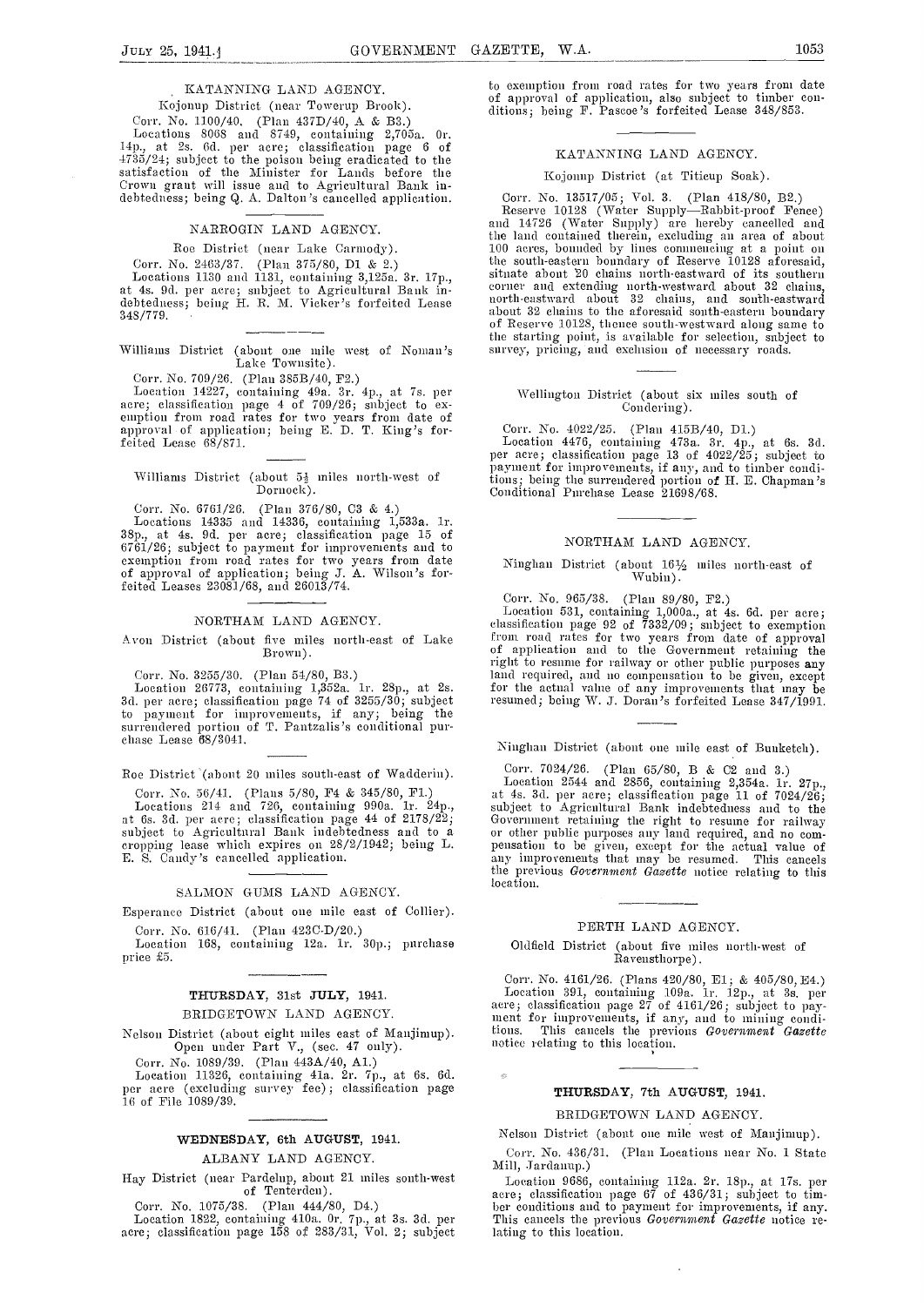## KATANNING LAND AGENCY.

Kojonup District (near Towerup Brook).

Corr. No. 1100/40. (Plan 437D/40, A & B3.)

Locations 8068 and 8749, containing 2,705a. 0r. 14p., at 2s. 6d. per acre; classification page 6 of 4735/24; subject to the poison being eradicated to the satisfaction of the Minister for Lands before the Crown grant will issue and to Agricultural Bank indebtedness; being Q. A. Dalton's cancelled application.

## NARROGIN LAND AGENCY.

Roe District (near Lake Carmody).

Corr. No. 2463/37. (Plan 375/80, D1 & 2.)

Locations 1130 and 1131, containing 3,125a. 3r. 17p., at 4s. 9d. per acre; subject to Agricultural Bank indebtedness; being H. R. M. Vicker's forfeited Lease 348/779.

---

Williams District (about one mile west of Noman's Lake Townsite).

Corr. No. 709/26. (Plan 385B/40, F2.)

Location 14227, containing 49a. 3r. 4p., at 7s. per acre; classification page 4 of 709/26; subject to exemption from road rates for two years from date of approval of application; being E. D. T. King's forfeited Lease 68/871.

---

Williams District (about 5½ miles north-west of Dornock).

Corr. No. 6761/26. (Plan 376/80, C3 & 4.)

Locations 14335 and 14336, containing 1,533a. 1r. 38p., at 4s. 9d. per acre; classification page 15 of 6761/26; subject to payment for improvements and to exemption from road rates for two years from date of approval of application; being J. A. Wilson's forfeited Leases 23081/68, and 26013/74.

## NORTHAM LAND AGENCY.

Avon District (about five miles north-east of Lake Brown).

Corr. No. 3255/30. (Plan 54/80, B3.)

Location 26773, containing 1,352a. 1r. 28p., at 2s. 3d. per acre; classification page 74 of 3255/30; subject to payment for improvements, if any; being the surrendered portion of T. Pantzalis's conditional purchase Lease 68/3041.

---

Roe District (about 20 miles south-east of Wadderin).

Corr. No. 56/41. (Plans 5/80, F4 & 345/80, F1.)

Locations 214 and 726, containing 990a. 1r. 24p., at 6s. 3d. per acre; classification page 44 of 2178/22; subject to Agricultural Bank indebtedness and to a cropping lease which expires on 28/2/1942; being L. E. S. Candy's cancelled application.

## SALMON GUMS LAND AGENCY.

Esperance District (about one mile east of Collier).

Corr. No. 616/41. (Plan 423C-D/20.)

Location 168, containing 12a. 1r. 30p.; purchase price £5.

---

## THURSDAY, 31st JULY, 1941.

### BRIDGETOWN LAND AGENCY.

Nelson District (about eight miles east of Manjimup). Open under Part V., (sec. 47 only).

Corr. No. 1089/39. (Plan 443A/40, A1.)

Location 11326, containing 41a. 2r. 7p., at 6s. 6d. per acre (excluding survey fee); classification page 16 of File 1089/39.

---

## WEDNESDAY, 6th AUGUST, 1941.

### ALBANY LAND AGENCY.

Hay District (near Pardelup, about 21 miles south-west of Tenterden).

Corr. No. 1075/38. (Plan 444/80, D4.)

Location 1822, containing 410a. 0r. 7p., at 3s. 3d. per acre; classification page 158 of 283/31, Vol. 2; subject to exemption from road rates for two years from date of approval of application, also subject to timber conditions; being F. Pascoe's forfeited Lease 348/853.

---

### KATANNING LAND AGENCY.

Kojonup District (at Titicup Soak).

Corr. No. 13517/05; Vol. 3. (Plan 418/80, B2.)

Reserve 10128 (Water Supply—Rabbit-proof Fence) and 14726 (Water Supply) are hereby cancelled and the land contained therein, excluding an area of about 100 acres, bounded by lines commencing at a point on the south-eastern boundary of Reserve 10128 aforesaid, situate about 20 chains north-eastward of its southern corner and extending north-westward about 32 chains, north-eastward about 32 chains, and south-eastward about 32 chains to the aforesaid south-eastern boundary of Reserve 10128, thence south-westward along same to the starting point, is available for selection, subject to survey, pricing, and exclusion of necessary roads.

---

Wellington District (about six miles south of Condering).

Corr. No. 4022/25. (Plan 415B/40, D1.)

Location 4476, containing 473a. 3r. 4p., at 6s. 3d. per acre; classification page 13 of 4022/25; subject to payment for improvements, if any, and to timber conditions; being the surrendered portion of H. E. Chapman's Conditional Purchase Lease 21698/68.

---

### NORTHAM LAND AGENCY.

Ninghan District (about 16½ miles north-east of Wubin).

Corr. No. 965/38. (Plan 89/80, F2.)

Location 531, containing 1,000a., at 4s. 6d. per acre; classification page 92 of 7332/09; subject to exemption from road rates for two years from date of approval of application and to the Government retaining the right to resume for railway or other public purposes any land required, and no compensation to be given, except for the actual value of any improvements that may be resumed; being W. J. Doran's forfeited Lease 347/1991.

---

Ninghan District (about one mile east of Bunketch).

Corr. 7024/26. (Plan 65/80, B & C2 and 3.)

Location 2544 and 2856, containing 2,354a. 1r. 27p., at 4s. 3d. per acre; classification page 11 of 7024/26; subject to Agricultural Bank indebtedness and to the Government retaining the right to resume for railway or other public purposes any land required, and no compensation to be given, except for the actual value of any improvements that may be resumed. This cancels the previous *Government Gazette* notice relating to this location.

---

### PERTH LAND AGENCY.

Oldfield District (about five miles north-west of Ravensthorpe).

Corr. No. 4161/26. (Plans 420/80, E1; & 405/80, E4.)

Location 391, containing 109a. 1r. 12p., at 3s. per acre; classification page 27 of 4161/26; subject to payment for improvements, if any, and to mining conditions. This cancels the previous *Government Gazette* notice relating to this location.

---

## THURSDAY, 7th AUGUST, 1941.

### BRIDGETOWN LAND AGENCY.

Nelson District (about one mile west of Manjimup).

Corr. No. 436/31. (Plan Locations near No. 1 State Mill, Jardanup.)

Location 9686, containing 112a. 2r. 18p., at 17s. per acre; classification page 67 of 436/31; subject to timber conditions and to payment for improvements, if any. This cancels the previous *Government Gazette* notice relating to this location.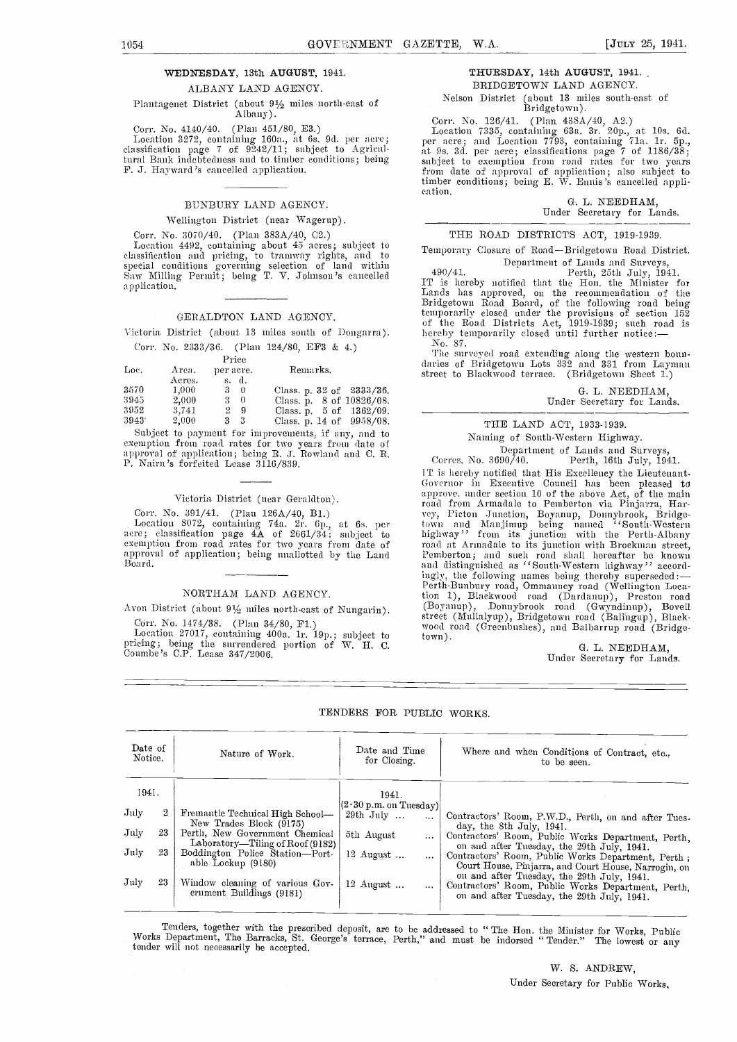## WEDNESDAY, 13th AUGUST, 1941.

### ALBANY LAND AGENCY.

Plantagenet District (about 9½ miles north-east of Albany).

Corr. No. 4140/40. (Plan 451/80, E3.)

Location 3272, containing 160a., at 6s. 9d. per acre; classification page 7 of 9242/11; subject to Agricultural Bank indebtedness and to timber conditions; being F. J. Hayward's cancelled application.

### BUNBURY LAND AGENCY.

Wellington District (near Wagerup).

Corr. No. 3070/40. (Plan 383A/40, C2.)

Location 4492, containing about 45 acres; subject to classification and pricing, to tramway rights, and to special conditions governing selection of land within Saw Milling Permit; being T. V. Johnson's cancelled application.

### GERALDTON LAND AGENCY.

Victoria District (about 13 miles south of Dongarra).

Corr. No. 2333/36. (Plan 124/80, EF3 & 4.)

| Loc. | Area. Acres. | Price per acre. s. d. | Remarks. |
|---|---|---|---|
| 3570 | 1,000 | 3 0 | Class. p. 32 of 2333/36. |
| 3945 | 2,000 | 3 0 | Class. p. 8 of 10826/08. |
| 3952 | 3,741 | 2 9 | Class. p. 5 of 1362/09. |
| 3943 | 2,000 | 3 3 | Class. p. 14 of 9958/08. |

Subject to payment for improvements, if any, and to exemption from road rates for two years from date of approval of application; being R. J. Rowland and C. R. P. Nairn's forfeited Lease 3116/839.

Victoria District (near Geraldton).

Corr. No. 391/41. (Plan 126A/40, B1.)

Location 8072, containing 74a. 2r. 6p., at 6s. per acre; classification page 4A of 2661/34; subject to exemption from road rates for two years from date of approval of application; being unallotted by the Land Board.

### NORTHAM LAND AGENCY.

Avon District (about 9½ miles north-east of Nungarin).

Corr. No. 1474/38. (Plan 34/80, F1.)

Location 27017, containing 400a. 1r. 19p.; subject to pricing; being the surrendered portion of W. H. C. Coumbe's C.P. Lease 347/2006.

## THURSDAY, 14th AUGUST, 1941.

### BRIDGETOWN LAND AGENCY.

Nelson District (about 13 miles south-east of Bridgetown).

Corr. No. 126/41. (Plan 438A/40, A2.)

Location 7335, containing 63a. 3r. 20p., at 10s. 6d. per acre; and Location 7793, containing 71a. 1r. 5p., at 9s. 3d. per acre; classifications page 7 of 1186/38; subject to exemption from road rates for two years from date of approval of application; also subject to timber conditions; being E. W. Ennis's cancelled application.

G. L. NEEDHAM,
Under Secretary for Lands.

## THE ROAD DISTRICTS ACT, 1919-1939.

Temporary Closure of Road—Bridgetown Road District.

Department of Lands and Surveys,
490/41. Perth, 25th July, 1941.

IT is hereby notified that the Hon. the Minister for Lands has approved, on the recommendation of the Bridgetown Road Board, of the following road being temporarily closed under the provisions of section 152 of the Road Districts Act, 1919-1939; such road is hereby temporarily closed until further notice:—

No. 87.

The surveyed road extending along the western boundaries of Bridgetown Lots 332 and 331 from Layman street to Blackwood terrace. (Bridgetown Sheet 1.)

G. L. NEEDHAM,
Under Secretary for Lands.

## THE LAND ACT, 1933-1939.

Naming of South-Western Highway.

Department of Lands and Surveys,
Corres. No. 3690/40. Perth, 16th July, 1941.

IT is hereby notified that His Excellency the Lieutenant-Governor in Executive Council has been pleased to approve, under section 10 of the above Act, of the main road from Armadale to Pemberton via Pinjarra, Harvey, Picton Junction, Boyanup, Donnybrook, Bridgetown and Manjimup being named "South-Western highway" from its junction with the Perth-Albany road at Armadale to its junction with Brockman street, Pemberton; and such road shall hereafter be known and distinguished as "South-Western highway" accordingly, the following names being thereby superseded:—Perth-Bunbury road, Ommanney road (Wellington Location 1), Blackwood road (Dardanup), Preston road (Boyanup), Donnybrook road (Gwyndinup), Bovell street (Mullalyup), Bridgetown road (Balingup), Blackwood road (Greenbushes), and Balbarrup road (Bridgetown).

G. L. NEEDHAM,
Under Secretary for Lands.

## TENDERS FOR PUBLIC WORKS.

| Date of Notice. | Nature of Work. | Date and Time for Closing. | Where and when Conditions of Contract, etc., to be seen. |
|---|---|---|---|
| 1941. | | 1941. (2·30 p.m. on Tuesday) | |
| July 2 | Fremantle Technical High School—New Trades Block (9175) | 29th July ... ... | Contractors' Room, P.W.D., Perth, on and after Tuesday, the 8th July, 1941. |
| July 23 | Perth, New Government Chemical Laboratory—Tiling of Roof (9182) | 5th August ... | Contractors' Room, Public Works Department, Perth, on and after Tuesday, the 29th July, 1941. |
| July 23 | Boddington Police Station—Portable Lockup (9180) | 12 August ... ... | Contractors' Room, Public Works Department, Perth; Court House, Pinjarra, and Court House, Narrogin, on and after Tuesday, the 29th July, 1941. |
| July 23 | Window cleaning of various Government Buildings (9181) | 12 August ... ... | Contractors' Room, Public Works Department, Perth, on and after Tuesday, the 29th July, 1941. |

Tenders, together with the prescribed deposit, are to be addressed to "The Hon. the Minister for Works, Public Works Department, The Barracks, St. George's terrace, Perth," and must be indorsed "Tender." The lowest or any tender will not necessarily be accepted.

W. S. ANDREW,
Under Secretary for Public Works.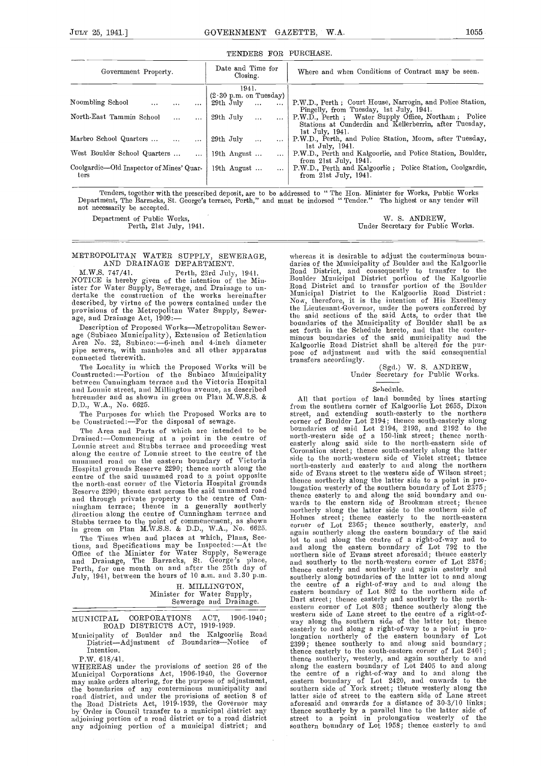## TENDERS FOR PURCHASE.

| Government Property. | Date and Time for Closing. | Where and when Conditions of Contract may be seen. |
|---|---|---|
| | 1941. (2·30 p.m. on Tuesday) | |
| Noombling School ... ... ... | 29th July ... ... | P.W.D., Perth; Court House, Narrogin, and Police Station, Pingelly, from Tuesday, 1st July, 1941. |
| North-East Tammin School ... ... | 29th July ... ... | P.W.D., Perth; Water Supply Office, Northam; Police Stations at Cunderdin and Kellerberrin, after Tuesday, 1st July, 1941. |
| Marbro School Quarters ... ... ... | 29th July ... ... | P.W.D., Perth, and Police Station, Moora, after Tuesday, 1st July, 1941. |
| West Boulder School Quarters ... ... | 19th August ... ... | P.W.D., Perth and Kalgoorlie, and Police Station, Boulder, from 21st July, 1941. |
| Coolgardie—Old Inspector of Mines' Quarters | 19th August ... ... | P.W.D., Perth and Kalgoorlie; Police Station, Coolgardie, from 21st July, 1941. |

Tenders, together with the prescribed deposit, are to be addressed to "The Hon. Minister for Works, Public Works Department, The Barracks, St. George's terrace, Perth," and must be indorsed "Tender." The highest or any tender will not necessarily be accepted.

Department of Public Works,
Perth, 21st July, 1941.

W. S. ANDREW,
Under Secretary for Public Works.

---

## METROPOLITAN WATER SUPPLY, SEWERAGE, AND DRAINAGE DEPARTMENT.

M.W.S. 747/41. Perth, 23rd July, 1941.

NOTICE is hereby given of the intention of the Minister for Water Supply, Sewerage, and Drainage to undertake the construction of the works hereinafter described, by virtue of the powers contained under the provisions of the Metropolitan Water Supply, Sewerage, and Drainage Act, 1909:—

Description of Proposed Works—Metropolitan Sewerage (Subiaco Municipality), Extension of Reticulation Area No. 22, Subiaco:—6-inch and 4-inch diameter pipe sewers, with manholes and all other apparatus connected therewith.

The Locality in which the Proposed Works will be Constructed:—Portion of the Subiaco Municipality between Cunningham terrace and the Victoria Hospital and Lonnie street, and Millington avenue, as described hereunder and as shown in green on Plan M.W.S.S. & D.D., W.A., No. 6625.

The Purposes for which the Proposed Works are to be Constructed:—For the disposal of sewage.

The Area and Parts of which are intended to be Drained:—Commencing at a point in the centre of Lonnie street and Stubbs terrace and proceeding west along the centre of Lonnie street to the centre of the unnamed road on the eastern boundary of Victoria Hospital grounds Reserve 2290; thence north along the centre of the said unnamed road to a point opposite the north-east corner of the Victoria Hospital grounds Reserve 2290; thence east across the said unnamed road and through private property to the centre of Cunningham terrace; thence in a generally southerly direction along the centre of Cunningham terrace and Stubbs terrace to the point of commencement, as shown in green on Plan M.W.S.S. & D.D., W.A., No. 6625.

The Times when and places at which, Plans, Sections, and Specifications may be Inspected:—At the Office of the Minister for Water Supply, Sewerage and Drainage, The Barracks, St. George's place, Perth, for one month on and after the 25th day of July, 1941, between the hours of 10 a.m. and 3.30 p.m.

H. MILLINGTON,
Minister for Water Supply, Sewerage and Drainage.

---

## MUNICIPAL CORPORATIONS ACT, 1906-1940; ROAD DISTRICTS ACT, 1919-1939.

Municipality of Boulder and the Kalgoorlie Road District—Adjustment of Boundaries—Notice of Intention.

P.W. 618/41.

WHEREAS under the provisions of section 26 of the Municipal Corporations Act, 1906-1940, the Governor may make orders altering, for the purpose of adjustment, the boundaries of any conterminous municipality and road district, and under the provisions of section 8 of the Road Districts Act, 1919-1939, the Governor may by Order in Council transfer to a municipal district any adjoining portion of a road district or to a road district any adjoining portion of a municipal district; and whereas it is desirable to adjust the conterminous boundaries of the Municipality of Boulder and the Kalgoorlie Road District, and consequently to transfer to the Boulder Municipal District portion of the Kalgoorlie Road District and to transfer portion of the Boulder Municipal District to the Kalgoorlie Road District: Now, therefore, it is the intention of His Excellency the Lieutenant-Governor, under the powers conferred by the said sections of the said Acts, to order that the boundaries of the Municipality of Boulder shall be as set forth in the Schedule hereto, and that the conterminous boundaries of the said municipality and the Kalgoorlie Road District shall be altered for the purpose of adjustment and with the said consequential transfers accordingly.

(Sgd.) W. S. ANDREW,
Under Secretary for Public Works.

### Schedule.

All that portion of land bounded by lines starting from the southern corner of Kalgoorlie Lot 2655, Dixon street, and extending south-easterly to the northern corner of Boulder Lot 2194; thence south-easterly along boundaries of said Lot 2194, 2193, and 2192 to the north-western side of a 150-link street; thence northeasterly along said side to the north-eastern side of Coronation street; thence south-easterly along the latter side to the north-western side of Violet street; thence north-easterly and easterly to and along the northern side of Evans street to the western side of Wilson street; thence northerly along the latter side to a point in prolongation westerly of the southern boundary of Lot 2375; thence easterly to and along the said boundary and onwards to the eastern side of Brookman street; thence northerly along the latter side to the southern side of Holmes street; thence easterly to the north-eastern corner of Lot 2365; thence southerly, easterly, and again southerly along the eastern boundary of the said lot to and along the centre of a right-of-way and to and along the eastern boundary of Lot 792 to the northern side of Evans street aforesaid; thence easterly and southerly to the north-western corner of Lot 2376; thence easterly and southerly and again easterly and southerly along boundaries of the latter lot to and along the centre of a right-of-way and to and along the eastern boundary of Lot 802 to the northern side of Dart street; thence easterly and southerly to the north-eastern corner of Lot 803; thence southerly along the western side of Lane street to the centre of a right-of-way along the southern side of the latter lot; thence easterly to and along a right-of-way to a point in prolongation northerly of the eastern boundary of Lot 2399; thence southerly to and along said boundary; thence easterly to the south-eastern corner of Lot 2401; thence southerly, westerly, and again southerly to and along the eastern boundary of Lot 2405 to and along the centre of a right-of-way and to and along the eastern boundary of Lot 2420, and onwards to the southern side of York street; thence westerly along the latter side of street to the eastern side of Lane street aforesaid and onwards for a distance of 30-3/10 links; thence southerly by a parallel line to the latter side of street to a point in prolongation westerly of the southern boundary of Lot 1958; thence easterly to and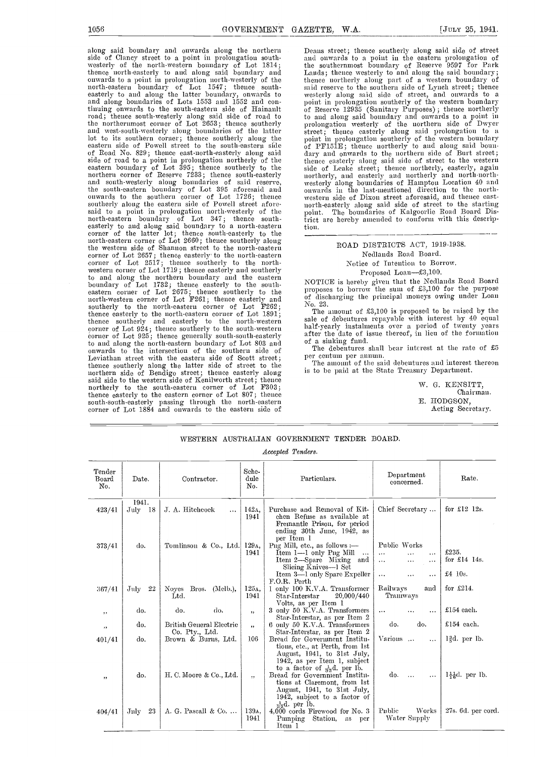along said boundary and onwards along the northern side of Clancy street to a point in prolongation south-westerly of the north-western boundary of Lot 1814; thence north-easterly to and along said boundary and onwards to a point in prolongation north-westerly of the north-eastern boundary of Lot 1547; thence south-easterly to and along the latter boundary, onwards to and along boundaries of Lots 1553 and 1552 and continuing onwards to the south-eastern side of Hainault road; thence south-westerly along said side of road to the northernmost corner of Lot 2653; thence southerly and west-south-westerly along boundaries of the latter lot to its southern corner; thence southerly along the eastern side of Powell street to the south-eastern side of Road No. 829; thence east-north-easterly along said side of road to a point in prolongation northerly of the eastern boundary of Lot 395; thence southerly to the northern corner of Reserve 7233; thence south-easterly and south-westerly along boundaries of said reserve, the south-eastern boundary of Lot 395 aforesaid and onwards to the southern corner of Lot 1726; thence southerly along the eastern side of Powell street aforesaid to a point in prolongation north-westerly of the north-eastern boundary of Lot 347; thence south-easterly to and along said boundary to a north-eastern corner of the latter lot; thence south-easterly to the north-eastern corner of Lot 2660; thence southerly along the western side of Shannon street to the north-eastern corner of Lot 2657; thence easterly to the north-eastern corner of Lot 2517; thence southerly to the north-western corner of Lot 1719; thence easterly and southerly to and along the northern boundary and the eastern boundary of Lot 1732; thence easterly to the south-eastern corner of Lot 2675; thence southerly to the north-western corner of Lot F261; thence easterly and southerly to the north-eastern corner of Lot F262; thence easterly to the north-eastern corner of Lot 1891; thence southerly and easterly to the north-western corner of Lot 924; thence southerly to the south-western corner of Lot 925; thence generally south-south-easterly to and along the north-eastern boundary of Lot 803 and onwards to the intersection of the southern side of Leviathan street with the eastern side of Scott street; thence southerly along the latter side of street to the northern side of Bendigo street; thence easterly along said side to the western side of Kenilworth street; thence northerly to the south-eastern corner of Lot F303; thence easterly to the eastern corner of Lot 807; thence south-south-easterly passing through the north-eastern corner of Lot 1884 and onwards to the eastern side of Deans street; thence southerly along said side of street and onwards to a point in the eastern prolongation of the southernmost boundary of Reserve 9597 for Park Lands; thence westerly to and along the said boundary; thence northerly along part of a western boundary of said reserve to the southern side of Lynch street; thence westerly along said side of street, and onwards to a point in prolongation southerly of the western boundary of Reserve 12935 (Sanitary Purposes); thence northerly to and along said boundary and onwards to a point in prolongation westerly of the northern side of Dwyer street; thence easterly along said prolongation to a point in prolongation southerly of the western boundary of PF151E; thence northerly to and along said boundary and onwards to the northern side of Burt street; thence easterly along said side of street to the western side of Leake street; thence northerly, easterly, again northerly, and easterly and northerly and north-north-westerly along boundaries of Hampton Location 40 and onwards in the last-mentioned direction to the north-western side of Dixon street aforesaid, and thence east-north-easterly along said side of street to the starting point. The boundaries of Kalgoorlie Road Board District are hereby amended to conform with this description.

---

## ROAD DISTRICTS ACT, 1919-1938.

Nedlands Road Board.

Notice of Intention to Borrow.

Proposed Loan—£3,100.

NOTICE is hereby given that the Nedlands Road Board proposes to borrow the sum of £3,100 for the purpose of discharging the principal moneys owing under Loan No. 23.

The amount of £3,100 is proposed to be raised by the sale of debentures repayable with interest by 40 equal half-yearly instalments over a period of twenty years after the date of issue thereof, in lieu of the formation of a sinking fund.

The debentures shall bear interest at the rate of £5 per centum per annum.

The amount of the said debentures and interest thereon is to be paid at the State Treasury Department.

W. G. KENSITT,
Chairman.

E. HODGSON,
Acting Secretary.

---

## WESTERN AUSTRALIAN GOVERNMENT TENDER BOARD.

*Accepted Tenders.*

| Tender Board No. | Date. | Contractor. | Schedule No. | Particulars. | Department concerned. | Rate. |
|---|---|---|---|---|---|---|
| 423/41 | 1941. July 18 | J. A. Hitchcock ... | 142A, 1941 | Purchase and Removal of Kitchen Refuse as available at Fremantle Prison, for period ending 30th June, 1942, as per Item 1 | Chief Secretary ... | for £12 12s. |
| 373/41 | do. | Tomlinson & Co., Ltd. | 129A, 1941 | Pug Mill, etc., as follows :— | Public Works | |
| | | | | Item 1—1 only Pug Mill ... | ... ... ... | £235. |
| | | | | Item 2—Spare Mixing and Slicing Knives—1 Set | ... ... ... | for £14 14s. |
| | | | | Item 3—1 only Spare Expeller F.O.R. Perth | ... ... ... | £4 10s. |
| 367/41 | July 22 | Noyes Bros. (Melb.), Ltd. | 125A, 1941 | 1 only 100 K.V.A. Transformer Star-Interstar 20,000/440 Volts, as per Item 1 | Railways and Tramways | for £214. |
| ,, | do. | do. do. | ,, | 3 only 50 K.V.A. Transformers Star-Interstar, as per Item 2 | ... ... ... | £154 each. |
| ,, | do. | British General Electric Co. Pty., Ltd. | ,, | 6 only 50 K.V.A. Transformers Star-Interstar, as per Item 2 | do. do. | £154 each. |
| 401/41 | do. | Brown & Burns, Ltd. | 106 | Bread for Government Institutions, etc., at Perth, from 1st August, 1941, to 31st July, 1942, as per Item 1, subject to a factor of $\frac{1}{32}$d. per lb. | Various ... ... | 1$\frac{3}{8}$d. per lb. |
| ,, | do. | H. C. Moore & Co., Ltd. | ,, | Bread for Government Institutions at Claremont, from 1st August, 1941, to 31st July, 1942, subject to a factor of $\frac{1}{32}$d. per lb. | do. ... ... | 1$\frac{11}{16}$d. per lb. |
| 404/41 | July 23 | A. G. Pascall & Co. ... | 139A, 1941 | 4,000 cords Firewood for No. 3 Pumping Station, as per Item 1 | Public Works Water Supply | 27s. 6d. per cord. |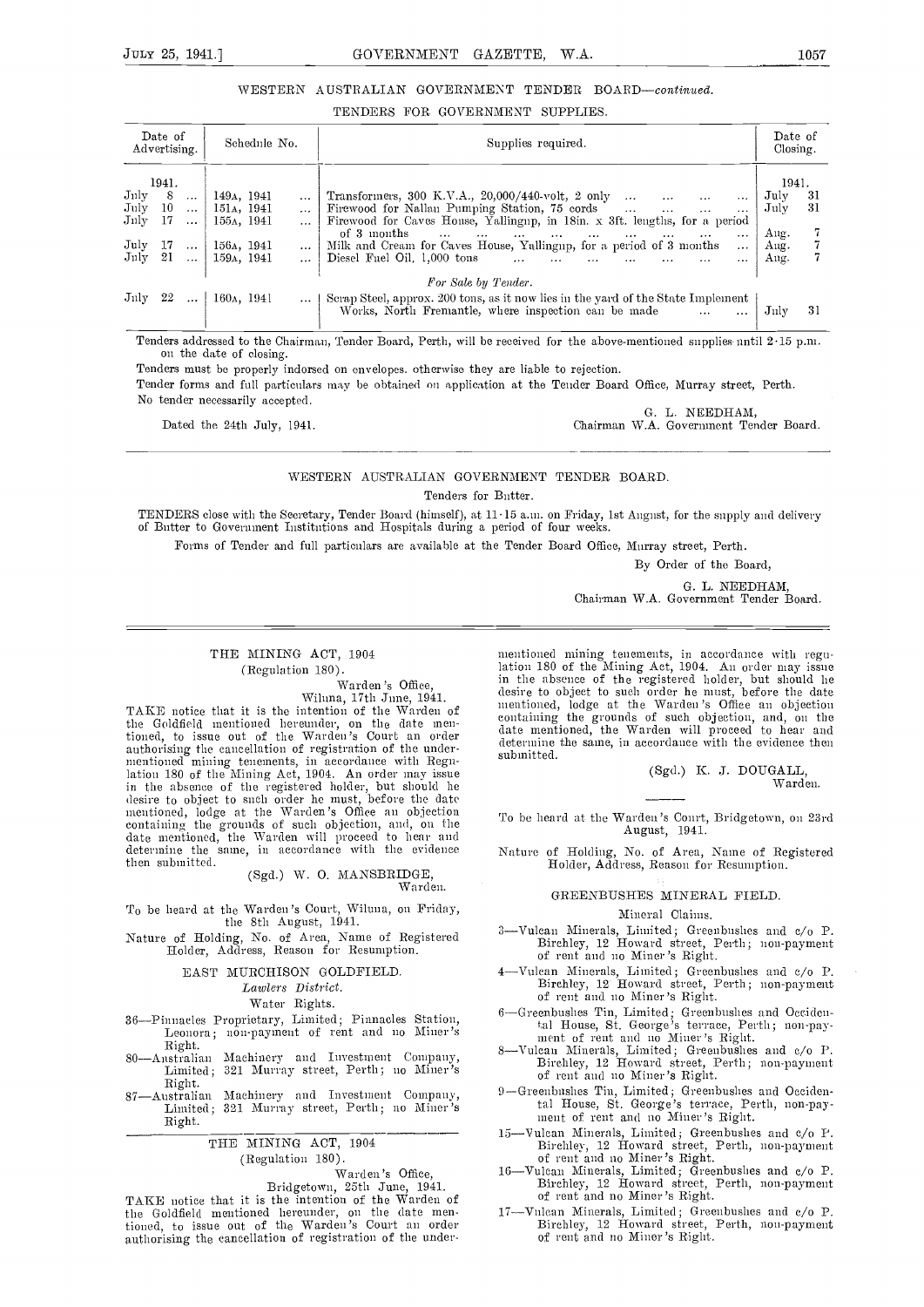WESTERN AUSTRALIAN GOVERNMENT TENDER BOARD—*continued*.

TENDERS FOR GOVERNMENT SUPPLIES.

| Date of Advertising. | Schedule No. | Supplies required. | Date of Closing. |
|---|---|---|---|
| 1941. | | | 1941. |
| July 8 | 149A, 1941 | Transformers, 300 K.V.A., 20,000/440-volt, 2 only | July 31 |
| July 10 | 151A, 1941 | Firewood for Nallan Pumping Station, 75 cords | July 31 |
| July 17 | 155A, 1941 | Firewood for Caves House, Yallingup, in 18in. x 3ft. lengths, for a period of 3 months | Aug. 7 |
| July 17 | 156A, 1941 | Milk and Cream for Caves House, Yallingup, for a period of 3 months | Aug. 7 |
| July 21 | 159A, 1941 | Diesel Fuel Oil, 1,000 tons | Aug. 7 |
| | | *For Sale by Tender.* | |
| July 22 | 160A, 1941 | Scrap Steel, approx. 200 tons, as it now lies in the yard of the State Implement Works, North Fremantle, where inspection can be made | July 31 |

Tenders addressed to the Chairman, Tender Board, Perth, will be received for the above-mentioned supplies until 2·15 p.m. on the date of closing.

Tenders must be properly indorsed on envelopes, otherwise they are liable to rejection.

Tender forms and full particulars may be obtained on application at the Tender Board Office, Murray street, Perth.

No tender necessarily accepted.

G. L. NEEDHAM,
Chairman W.A. Government Tender Board.

Dated the 24th July, 1941.

---

WESTERN AUSTRALIAN GOVERNMENT TENDER BOARD.

Tenders for Butter.

TENDERS close with the Secretary, Tender Board (himself), at 11·15 a.m. on Friday, 1st August, for the supply and delivery of Butter to Government Institutions and Hospitals during a period of four weeks.

Forms of Tender and full particulars are available at the Tender Board Office, Murray street, Perth.

By Order of the Board,

G. L. NEEDHAM,
Chairman W.A. Government Tender Board.

---

THE MINING ACT, 1904
(Regulation 180).

Warden's Office,
Wiluna, 17th June, 1941.

TAKE notice that it is the intention of the Warden of the Goldfield mentioned hereunder, on the date mentioned, to issue out of the Warden's Court an order authorising the cancellation of registration of the undermentioned mining tenements, in accordance with Regulation 180 of the Mining Act, 1904. An order may issue in the absence of the registered holder, but should he desire to object to such order he must, before the date mentioned, lodge at the Warden's Office an objection containing the grounds of such objection, and, on the date mentioned, the Warden will proceed to hear and determine the same, in accordance with the evidence then submitted.

(Sgd.) W. O. MANSBRIDGE,
Warden.

To be heard at the Warden's Court, Wiluna, on Friday, the 8th August, 1941.

Nature of Holding, No. of Area, Name of Registered Holder, Address, Reason for Resumption.

EAST MURCHISON GOLDFIELD.

*Lawlers District.*

Water Rights.

36—Pinnacles Proprietary, Limited; Pinnacles Station, Leonora; non-payment of rent and no Miner's Right.

80—Australian Machinery and Investment Company, Limited; 321 Murray street, Perth; no Miner's Right.

87—Australian Machinery and Investment Company, Limited; 321 Murray street, Perth; no Miner's Right.

---

THE MINING ACT, 1904
(Regulation 180).

Warden's Office,
Bridgetown, 25th June, 1941.

TAKE notice that it is the intention of the Warden of the Goldfield mentioned hereunder, on the date mentioned, to issue out of the Warden's Court an order authorising the cancellation of registration of the undermentioned mining tenements, in accordance with regulation 180 of the Mining Act, 1904. An order may issue in the absence of the registered holder, but should he desire to object to such order he must, before the date mentioned, lodge at the Warden's Office an objection containing the grounds of such objection, and, on the date mentioned, the Warden will proceed to hear and determine the same, in accordance with the evidence then submitted.

(Sgd.) K. J. DOUGALL,
Warden.

To be heard at the Warden's Court, Bridgetown, on 23rd August, 1941.

Nature of Holding, No. of Area, Name of Registered Holder, Address, Reason for Resumption.

GREENBUSHES MINERAL FIELD.

Mineral Claims.

3—Vulcan Minerals, Limited; Greenbushes and c/o P. Birchley, 12 Howard street, Perth; non-payment of rent and no Miner's Right.

4—Vulcan Minerals, Limited; Greenbushes and c/o P. Birchley, 12 Howard street, Perth; non-payment of rent and no Miner's Right.

6—Greenbushes Tin, Limited; Greenbushes and Occidental House, St. George's terrace, Perth; non-payment of rent and no Miner's Right.

8—Vulcan Minerals, Limited; Greenbushes and c/o P. Birchley, 12 Howard street, Perth; non-payment of rent and no Miner's Right.

9—Greenbushes Tin, Limited; Greenbushes and Occidental House, St. George's terrace, Perth, non-payment of rent and no Miner's Right.

15—Vulcan Minerals, Limited; Greenbushes and c/o P. Birchley, 12 Howard street, Perth, non-payment of rent and no Miner's Right.

16—Vulcan Minerals, Limited; Greenbushes and c/o P. Birchley, 12 Howard street, Perth, non-payment of rent and no Miner's Right.

17—Vulcan Minerals, Limited; Greenbushes and c/o P. Birchley, 12 Howard street, Perth, non-payment of rent and no Miner's Right.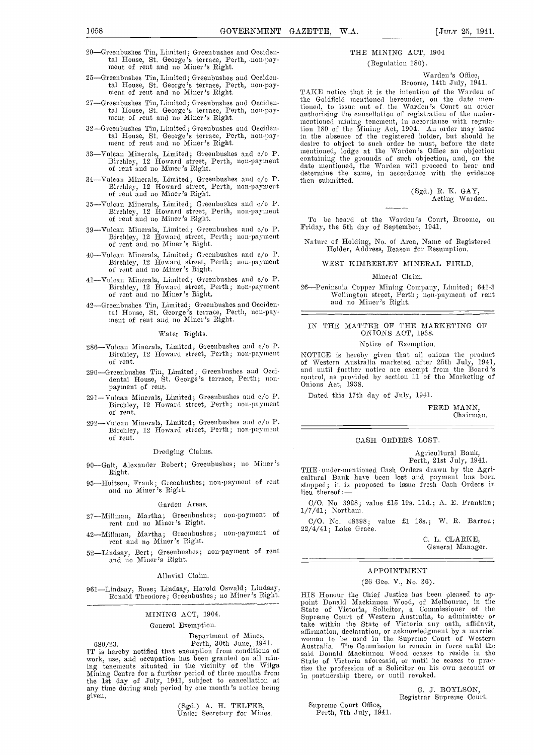20—Greenbushes Tin, Limited; Greenbushes and Occidental House, St. George's terrace, Perth, non-payment of rent and no Miner's Right.

25—Greenbushes Tin, Limited; Greenbushes and Occidental House, St. George's terrace, Perth, non-payment of rent and no Miner's Right.

27—Greenbushes Tin, Limited; Greenbushes and Occidental House, St. George's terrace, Perth, non-payment of rent and no Miner's Right.

32—Greenbushes Tin, Limited; Greenbushes and Occidental House, St. George's terrace, Perth, non-payment of rent and no Miner's Right.

33—Vulcan Minerals, Limited; Greenbushes and c/o P. Birchley, 12 Howard street, Perth, non-payment of rent and no Miner's Right.

34—Vulcan Minerals, Limited; Greenbushes and c/o P. Birchley, 12 Howard street, Perth, non-payment of rent and no Miner's Right.

35—Vulcan Minerals, Limited; Greenbushes and c/o P. Birchley, 12 Howard street, Perth, non-payment of rent and no Miner's Right.

39—Vulcan Minerals, Limited; Greenbushes and c/o P. Birchley, 12 Howard street, Perth; non-payment of rent and no Miner's Right.

40—Vulcan Minerals, Limited; Greenbushes and c/o P. Birchley, 12 Howard street, Perth; non-payment of rent and no Miner's Right.

41—Vulcan Minerals, Limited; Greenbushes and c/o P. Birchley, 12 Howard street, Perth; non-payment of rent and no Miner's Right.

42—Greenbushes Tin, Limited; Greenbushes and Occidental House, St. George's terrace, Perth, non-payment of rent and no Miner's Right.

Water Rights.

286—Vulcan Minerals, Limited; Greenbushes and c/o P. Birchley, 12 Howard street, Perth; non-payment of rent.

290—Greenbushes Tin, Limited; Greenbushes and Occidental House, St. George's terrace, Perth; non-payment of rent.

291—Vulcan Minerals, Limited; Greenbushes and c/o P. Birchley, 12 Howard street, Perth; non-payment of rent.

292—Vulcan Minerals, Limited; Greenbushes and c/o P. Birchley, 12 Howard street, Perth; non-payment of rent.

Dredging Claims.

90—Galt, Alexander Robert; Greenbushes; no Miner's Right.

95—Huitson, Frank; Greenbushes; non-payment of rent and no Miner's Right.

Garden Areas.

27—Millman, Martha; Greenbushes; non-payment of rent and no Miner's Right.

42—Millman, Martha; Greenbushes; non-payment of rent and no Miner's Right.

52—Lindsay, Bert; Greenbushes; non-payment of rent and no Miner's Right.

Alluvial Claim.

961—Lindsay, Rose; Lindsay, Harold Oswald; Lindsay, Ronald Theodore; Greenbushes; no Miner's Right.

---

## MINING ACT, 1904.

General Exemption.

Department of Mines,
Perth, 30th June, 1941.

680/23.

IT is hereby notified that exemption from conditions of work, use, and occupation has been granted on all mining tenements situated in the vicinity of the Wilga Mining Centre for a further period of three months from the 1st day of July, 1941, subject to cancellation at any time during such period by one month's notice being given.

(Sgd.) A. H. TELFER,
Under Secretary for Mines.

---

## THE MINING ACT, 1904

(Regulation 180).

Warden's Office,
Broome, 14th July, 1941.

TAKE notice that it is the intention of the Warden of the Goldfield mentioned hereunder, on the date mentioned, to issue out of the Warden's Court an order authorising the cancellation of registration of the undermentioned mining tenement, in accordance with regulation 180 of the Mining Act, 1904. An order may issue in the absence of the registered holder, but should he desire to object to such order he must, before the date mentioned, lodge at the Warden's Office an objection containing the grounds of such objection, and, on the date mentioned, the Warden will proceed to hear and determine the same, in accordance with the evidence then submitted.

(Sgd.) R. K. GAY,
Acting Warden.

To be heard at the Warden's Court, Broome, on Friday, the 5th day of September, 1941.

Nature of Holding, No. of Area, Name of Registered Holder, Address, Reason for Resumption.

WEST KIMBERLEY MINERAL FIELD.

Mineral Claim.

26—Peninsula Copper Mining Company, Limited; 641-3 Wellington street, Perth; non-payment of rent and no Miner's Right.

---

## IN THE MATTER OF THE MARKETING OF ONIONS ACT, 1938.

Notice of Exemption.

NOTICE is hereby given that all onions the product of Western Australia marketed after 25th July, 1941, and until further notice are exempt from the Board's control, as provided by section 11 of the Marketing of Onions Act, 1938.

Dated this 17th day of July, 1941.

FRED MANN,
Chairman.

---

## CASH ORDERS LOST.

Agricultural Bank,
Perth, 21st July, 1941.

THE under-mentioned Cash Orders drawn by the Agricultural Bank have been lost and payment has been stopped; it is proposed to issue fresh Cash Orders in lieu thereof:—

C/O. No. 3928; value £15 19s. 11d.; A. E. Franklin; 1/7/41; Northam.

C/O. No. 48398; value £1 18s.; W. R. Barron; 22/4/41; Lake Grace.

C. L. CLARKE,
General Manager.

---

## APPOINTMENT

(26 Geo. V., No. 36).

HIS Honour the Chief Justice has been pleased to appoint Donald Mackinnon Wood, of Melbourne, in the State of Victoria, Solicitor, a Commissioner of the Supreme Court of Western Australia, to administer or take within the State of Victoria any oath, affidavit, affirmation, declaration, or acknowledgment by a married woman to be used in the Supreme Court of Western Australia. The Commission to remain in force until the said Donald Mackinnon Wood ceases to reside in the State of Victoria aforesaid, or until he ceases to practise the profession of a Solicitor on his own account or in partnership there, or until revoked.

G. J. BOYLSON,
Registrar Supreme Court.

Supreme Court Office,
Perth, 7th July, 1941.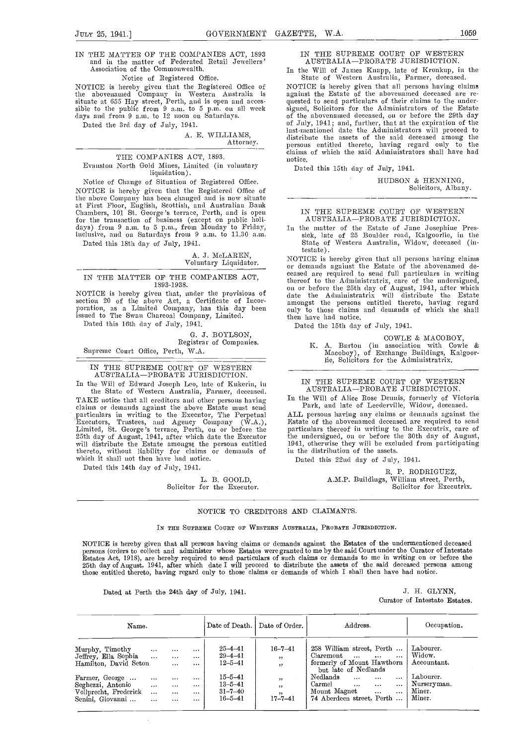IN THE MATTER OF THE COMPANIES ACT, 1893 and in the matter of Federated Retail Jewellers' Association of the Commonwealth.

Notice of Registered Office.

NOTICE is hereby given that the Registered Office of the abovenamed Company in Western Australia is situate at 655 Hay street, Perth, and is open and accessible to the public from 9 a.m. to 5 p.m. on all week days and from 9 a.m. to 12 noon on Saturdays.

Dated the 3rd day of July, 1941.

A. E. WILLIAMS,
Attorney.

---

THE COMPANIES ACT, 1893.

Evanston North Gold Mines, Limited (in voluntary liquidation).

Notice of Change of Situation of Registered Office.

NOTICE is hereby given that the Registered Office of the above Company has been changed and is now situate at First Floor, English, Scottish, and Australian Bank Chambers, 101 St. George's terrace, Perth, and is open for the transaction of business (except on public holidays) from 9 a.m. to 5 p.m., from Monday to Friday, inclusive, and on Saturdays from 9 a.m. to 11.30 a.m.

Dated this 18th day of July, 1941.

A. J. McLAREN,
Voluntary Liquidator.

---

IN THE MATTER OF THE COMPANIES ACT, 1893-1938.

NOTICE is hereby given that, under the provisions of section 20 of the above Act, a Certificate of Incorporation, as a Limited Company, has this day been issued to The Swan Charcoal Company, Limited.

Dated this 16th day of July, 1941.

G. J. BOYLSON,
Registrar of Companies.

Supreme Court Office, Perth, W.A.

---

IN THE SUPREME COURT OF WESTERN AUSTRALIA—PROBATE JURISDICTION.

In the Will of Edward Joseph Leo, late of Kukerin, in the State of Western Australia, Farmer, deceased.

TAKE notice that all creditors and other persons having claims or demands against the above Estate must send particulars in writing to the Executor, The Perpetual Executors, Trustees, and Agency Company (W.A.), Limited, St. George's terrace, Perth, on or before the 25th day of August, 1941, after which date the Executor will distribute the Estate amongst the persons entitled thereto, without liability for claims or demands of which it shall not then have had notice.

Dated this 14th day of July, 1941.

L. B. GOOLD,
Solicitor for the Executor.

---

IN THE SUPREME COURT OF WESTERN AUSTRALIA—PROBATE JURISDICTION.

In the Will of James Knapp, late of Kronkup, in the State of Western Australia, Farmer, deceased.

NOTICE is hereby given that all persons having claims against the Estate of the abovenamed deceased are requested to send particulars of their claims to the undersigned, Solicitors for the Administrators of the Estate of the abovenamed deceased, on or before the 29th day of July, 1941; and, further, that at the expiration of the last-mentioned date the Administrators will proceed to distribute the assets of the said deceased among the persons entitled thereto, having regard only to the claims of which the said Administrators shall have had notice.

Dated this 15th day of July, 1941.

HUDSON & HENNING,
Solicitors, Albany.

---

IN THE SUPREME COURT OF WESTERN AUSTRALIA—PROBATE JURISDICTION.

In the matter of the Estate of Jane Josephine Pressick, late of 25 Boulder road, Kalgoorlie, in the State of Western Australia, Widow, deceased (intestate).

NOTICE is hereby given that all persons having claims or demands against the Estate of the abovenamed deceased are required to send full particulars in writing thereof to the Administratrix, care of the undersigned, on or before the 25th day of August, 1941, after which date the Administratrix will distribute the Estate amongst the persons entitled thereto, having regard only to those claims and demands of which she shall then have had notice.

Dated the 15th day of July, 1941.

COWLE & MACOBOY,
K. A. Burton (in association with Cowle & Macoboy), of Exchange Buildings, Kalgoorlie, Solicitors for the Administratrix.

---

IN THE SUPREME COURT OF WESTERN AUSTRALIA—PROBATE JURISDICTION.

In the Will of Alice Rose Dennis, formerly of Victoria Park, and late of Leederville, Widow, deceased.

ALL persons having any claims or demands against the Estate of the abovenamed deceased are required to send particulars thereof in writing to the Executrix, care of the undersigned, on or before the 30th day of August, 1941, otherwise they will be excluded from participating in the distribution of the assets.

Dated this 22nd day of July, 1941.

R. P. RODRIGUEZ,
A.M.P. Buildings, William street, Perth,
Solicitor for Executrix.

---

NOTICE TO CREDITORS AND CLAIMANTS.

IN THE SUPREME COURT OF WESTERN AUSTRALIA, PROBATE JURISDICTION.

NOTICE is hereby given that all persons having claims or demands against the Estates of the undermentioned deceased persons (orders to collect and administer whose Estates were granted to me by the said Court under the Curator of Intestate Estates Act, 1918), are hereby required to send particulars of such claims or demands to me in writing on or before the 25th day of August, 1941, after which date I will proceed to distribute the assets of the said deceased persons among those entitled thereto, having regard only to those claims or demands of which I shall then have had notice.

Dated at Perth the 24th day of July, 1941.

J. H. GLYNN,
Curator of Intestate Estates.

| Name. | Date of Death. | Date of Order. | Address. | Occupation. |
|---|---|---|---|---|
| Murphy, Timothy ... ... ... | 25–4–41 | 16–7–41 | 258 William street, Perth ... | Labourer. |
| Jeffrey, Ella Sophia ... ... ... | 29–4–41 | ,, | Claremont ... ... ... | Widow. |
| Hamilton, David Seton ... ... | 12–5–41 | ,, | formerly of Mount Hawthorn but late of Nedlands | Accountant. |
| Farmer, George ... ... ... ... | 15–5–41 | ,, | Nedlands ... ... ... | Labourer. |
| Seghezzi, Antonio ... ... ... | 13–5–41 | ,, | Carmel ... ... ... | Nurseryman. |
| Vollprecht, Frederick ... ... ... | 31–7–40 | ,, | Mount Magnet ... ... | Miner. |
| Senini, Giovanni ... ... ... ... | 16–5–41 | 17–7–41 | 74 Aberdeen street, Perth ... | Miner. |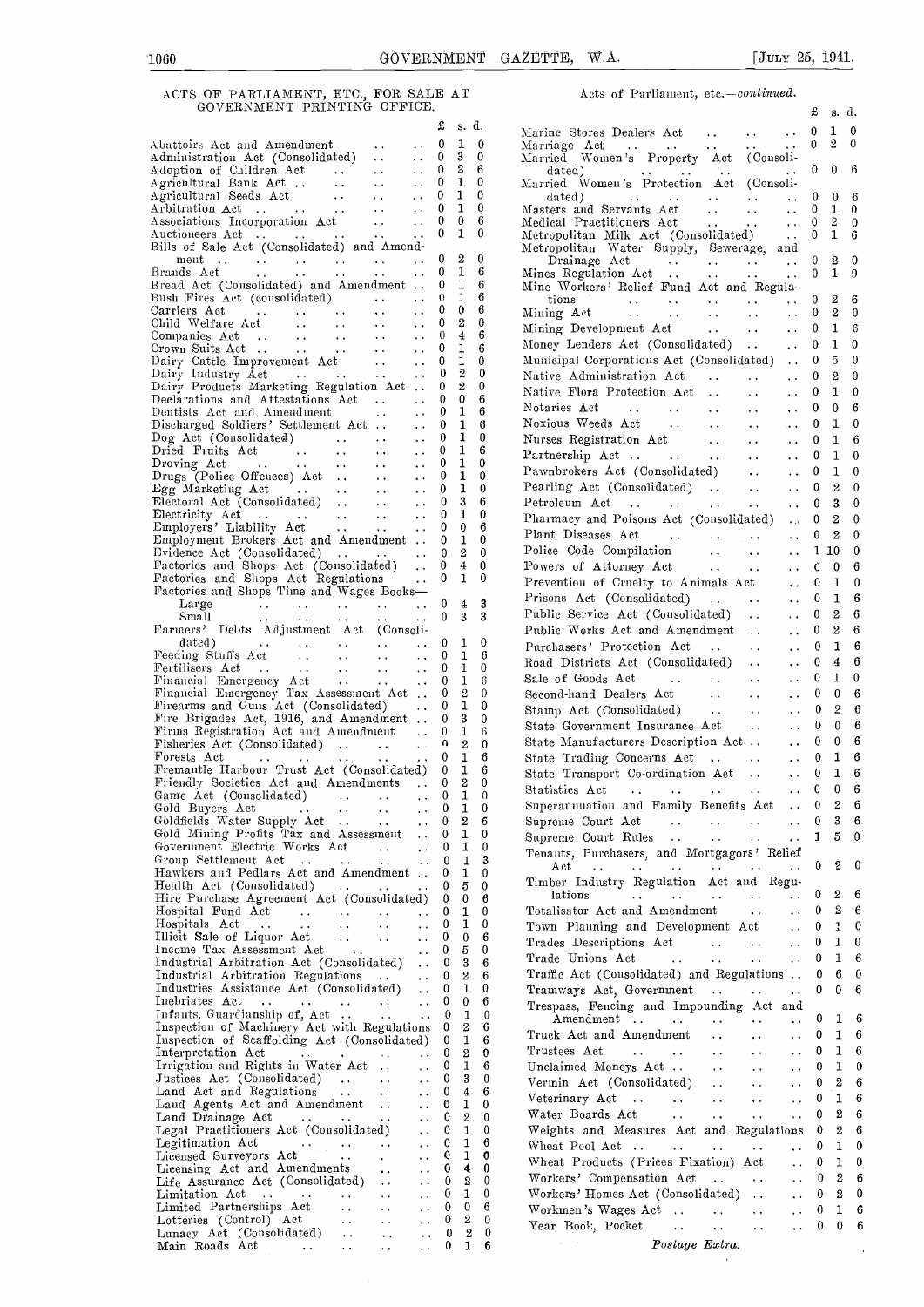## ACTS OF PARLIAMENT, ETC., FOR SALE AT GOVERNMENT PRINTING OFFICE.

| | £ | s. | d. |
|---|---|---|---|
| Abattoirs Act and Amendment | 0 | 1 | 0 |
| Administration Act (Consolidated) | 0 | 3 | 0 |
| Adoption of Children Act | 0 | 2 | 6 |
| Agricultural Bank Act | 0 | 1 | 0 |
| Agricultural Seeds Act | 0 | 1 | 0 |
| Arbitration Act | 0 | 1 | 0 |
| Associations Incorporation Act | 0 | 0 | 6 |
| Auctioneers Act | 0 | 1 | 0 |
| Bills of Sale Act (Consolidated) and Amendment | 0 | 2 | 0 |
| Brands Act | 0 | 1 | 6 |
| Bread Act (Consolidated) and Amendment | 0 | 1 | 6 |
| Bush Fires Act (consolidated) | 0 | 1 | 6 |
| Carriers Act | 0 | 0 | 6 |
| Child Welfare Act | 0 | 2 | 0 |
| Companies Act | 0 | 4 | 6 |
| Crown Suits Act | 0 | 1 | 6 |
| Dairy Cattle Improvement Act | 0 | 1 | 0 |
| Dairy Industry Act | 0 | 2 | 0 |
| Dairy Products Marketing Regulation Act | 0 | 2 | 0 |
| Declarations and Attestations Act | 0 | 0 | 6 |
| Dentists Act and Amendment | 0 | 1 | 6 |
| Discharged Soldiers' Settlement Act | 0 | 1 | 6 |
| Dog Act (Consolidated) | 0 | 1 | 0 |
| Dried Fruits Act | 0 | 1 | 6 |
| Droving Act | 0 | 1 | 0 |
| Drugs (Police Offences) Act | 0 | 1 | 0 |
| Egg Marketing Act | 0 | 1 | 0 |
| Electoral Act (Consolidated) | 0 | 3 | 6 |
| Electricity Act | 0 | 1 | 0 |
| Employers' Liability Act | 0 | 0 | 6 |
| Employment Brokers Act and Amendment | 0 | 1 | 0 |
| Evidence Act (Consolidated) | 0 | 2 | 0 |
| Factories and Shops Act (Consolidated) | 0 | 4 | 0 |
| Factories and Shops Act Regulations | 0 | 1 | 0 |
| Factories and Shops Time and Wages Books— | | | |
| Large | 0 | 4 | 3 |
| Small | 0 | 3 | 3 |
| Farmers' Debts Adjustment Act (Consolidated) | 0 | 1 | 0 |
| Feeding Stuffs Act | 0 | 1 | 6 |
| Fertilisers Act | 0 | 1 | 0 |
| Financial Emergency Act | 0 | 1 | 6 |
| Financial Emergency Tax Assessment Act | 0 | 2 | 0 |
| Firearms and Guns Act (Consolidated) | 0 | 1 | 0 |
| Fire Brigades Act, 1916, and Amendment | 0 | 3 | 0 |
| Firms Registration Act and Amendment | 0 | 1 | 6 |
| Fisheries Act (Consolidated) | 0 | 2 | 0 |
| Forests Act | 0 | 1 | 6 |
| Fremantle Harbour Trust Act (Consolidated) | 0 | 1 | 6 |
| Friendly Societies Act and Amendments | 0 | 2 | 0 |
| Game Act (Consolidated) | 0 | 1 | 0 |
| Gold Buyers Act | 0 | 1 | 0 |
| Goldfields Water Supply Act | 0 | 2 | 6 |
| Gold Mining Profits Tax and Assessment | 0 | 1 | 0 |
| Government Electric Works Act | 0 | 1 | 0 |
| Group Settlement Act | 0 | 1 | 3 |
| Hawkers and Pedlars Act and Amendment | 0 | 1 | 0 |
| Health Act (Consolidated) | 0 | 5 | 0 |
| Hire Purchase Agreement Act (Consolidated) | 0 | 0 | 6 |
| Hospital Fund Act | 0 | 1 | 0 |
| Hospitals Act | 0 | 1 | 0 |
| Illicit Sale of Liquor Act | 0 | 0 | 6 |
| Income Tax Assessment Act | 0 | 5 | 0 |
| Industrial Arbitration Act (Consolidated) | 0 | 3 | 6 |
| Industrial Arbitration Regulations | 0 | 2 | 6 |
| Industries Assistance Act (Consolidated) | 0 | 1 | 0 |
| Inebriates Act | 0 | 0 | 6 |
| Infants, Guardianship of, Act | 0 | 1 | 0 |
| Inspection of Machinery Act with Regulations | 0 | 2 | 6 |
| Inspection of Scaffolding Act (Consolidated) | 0 | 1 | 6 |
| Interpretation Act | 0 | 2 | 0 |
| Irrigation and Rights in Water Act | 0 | 1 | 6 |
| Justices Act (Consolidated) | 0 | 3 | 0 |
| Land Act and Regulations | 0 | 4 | 6 |
| Land Agents Act and Amendment | 0 | 1 | 0 |
| Land Drainage Act | 0 | 2 | 0 |
| Legal Practitioners Act (Consolidated) | 0 | 1 | 0 |
| Legitimation Act | 0 | 1 | 6 |
| Licensed Surveyors Act | 0 | 1 | 0 |
| Licensing Act and Amendments | 0 | 4 | 0 |
| Life Assurance Act (Consolidated) | 0 | 2 | 0 |
| Limitation Act | 0 | 1 | 0 |
| Limited Partnerships Act | 0 | 0 | 6 |
| Lotteries (Control) Act | 0 | 2 | 0 |
| Lunacy Act (Consolidated) | 0 | 2 | 0 |
| Main Roads Act | 0 | 1 | 6 |

Acts of Parliament, etc.—*continued*.

| | £ | s. | d. |
|---|---|---|---|
| Marine Stores Dealers Act | 0 | 1 | 0 |
| Marriage Act | 0 | 2 | 0 |
| Married Women's Property Act (Consolidated) | 0 | 0 | 6 |
| Married Women's Protection Act (Consolidated) | 0 | 0 | 6 |
| Masters and Servants Act | 0 | 1 | 0 |
| Medical Practitioners Act | 0 | 2 | 0 |
| Metropolitan Milk Act (Consolidated) | 0 | 1 | 6 |
| Metropolitan Water Supply, Sewerage, and Drainage Act | 0 | 2 | 0 |
| Mines Regulation Act | 0 | 1 | 9 |
| Mine Workers' Relief Fund Act and Regulations | 0 | 2 | 6 |
| Mining Act | 0 | 2 | 0 |
| Mining Development Act | 0 | 1 | 6 |
| Money Lenders Act (Consolidated) | 0 | 1 | 0 |
| Municipal Corporations Act (Consolidated) | 0 | 5 | 0 |
| Native Administration Act | 0 | 2 | 0 |
| Native Flora Protection Act | 0 | 1 | 0 |
| Notaries Act | 0 | 0 | 6 |
| Noxious Weeds Act | 0 | 1 | 0 |
| Nurses Registration Act | 0 | 1 | 6 |
| Partnership Act | 0 | 1 | 0 |
| Pawnbrokers Act (Consolidated) | 0 | 1 | 0 |
| Pearling Act (Consolidated) | 0 | 2 | 0 |
| Petroleum Act | 0 | 3 | 0 |
| Pharmacy and Poisons Act (Consolidated) | 0 | 2 | 0 |
| Plant Diseases Act | 0 | 2 | 0 |
| Police Code Compilation | 1 | 10 | 0 |
| Powers of Attorney Act | 0 | 0 | 6 |
| Prevention of Cruelty to Animals Act | 0 | 1 | 0 |
| Prisons Act (Consolidated) | 0 | 1 | 6 |
| Public Service Act (Consolidated) | 0 | 2 | 6 |
| Public Works Act and Amendment | 0 | 2 | 6 |
| Purchasers' Protection Act | 0 | 1 | 6 |
| Road Districts Act (Consolidated) | 0 | 4 | 6 |
| Sale of Goods Act | 0 | 1 | 0 |
| Second-hand Dealers Act | 0 | 0 | 6 |
| Stamp Act (Consolidated) | 0 | 2 | 6 |
| State Government Insurance Act | 0 | 0 | 6 |
| State Manufacturers Description Act | 0 | 0 | 6 |
| State Trading Concerns Act | 0 | 1 | 6 |
| State Transport Co-ordination Act | 0 | 1 | 6 |
| Statistics Act | 0 | 0 | 6 |
| Superannuation and Family Benefits Act | 0 | 2 | 6 |
| Supreme Court Act | 0 | 3 | 6 |
| Supreme Court Rules | 1 | 5 | 0 |
| Tenants, Purchasers, and Mortgagors' Relief Act | 0 | 2 | 0 |
| Timber Industry Regulation Act and Regulations | 0 | 2 | 6 |
| Totalisator Act and Amendment | 0 | 2 | 6 |
| Town Planning and Development Act | 0 | 1 | 0 |
| Trades Descriptions Act | 0 | 1 | 0 |
| Trade Unions Act | 0 | 1 | 6 |
| Traffic Act (Consolidated) and Regulations | 0 | 6 | 0 |
| Tramways Act, Government | 0 | 0 | 6 |
| Trespass, Fencing and Impounding Act and Amendment | 0 | 1 | 6 |
| Truck Act and Amendment | 0 | 1 | 6 |
| Trustees Act | 0 | 1 | 6 |
| Unclaimed Moneys Act | 0 | 1 | 0 |
| Vermin Act (Consolidated) | 0 | 2 | 6 |
| Veterinary Act | 0 | 1 | 6 |
| Water Boards Act | 0 | 2 | 6 |
| Weights and Measures Act and Regulations | 0 | 2 | 6 |
| Wheat Pool Act | 0 | 1 | 0 |
| Wheat Products (Prices Fixation) Act | 0 | 1 | 0 |
| Workers' Compensation Act | 0 | 2 | 6 |
| Workers' Homes Act (Consolidated) | 0 | 2 | 0 |
| Workmen's Wages Act | 0 | 1 | 6 |
| Year Book, Pocket | 0 | 0 | 6 |

*Postage Extra.*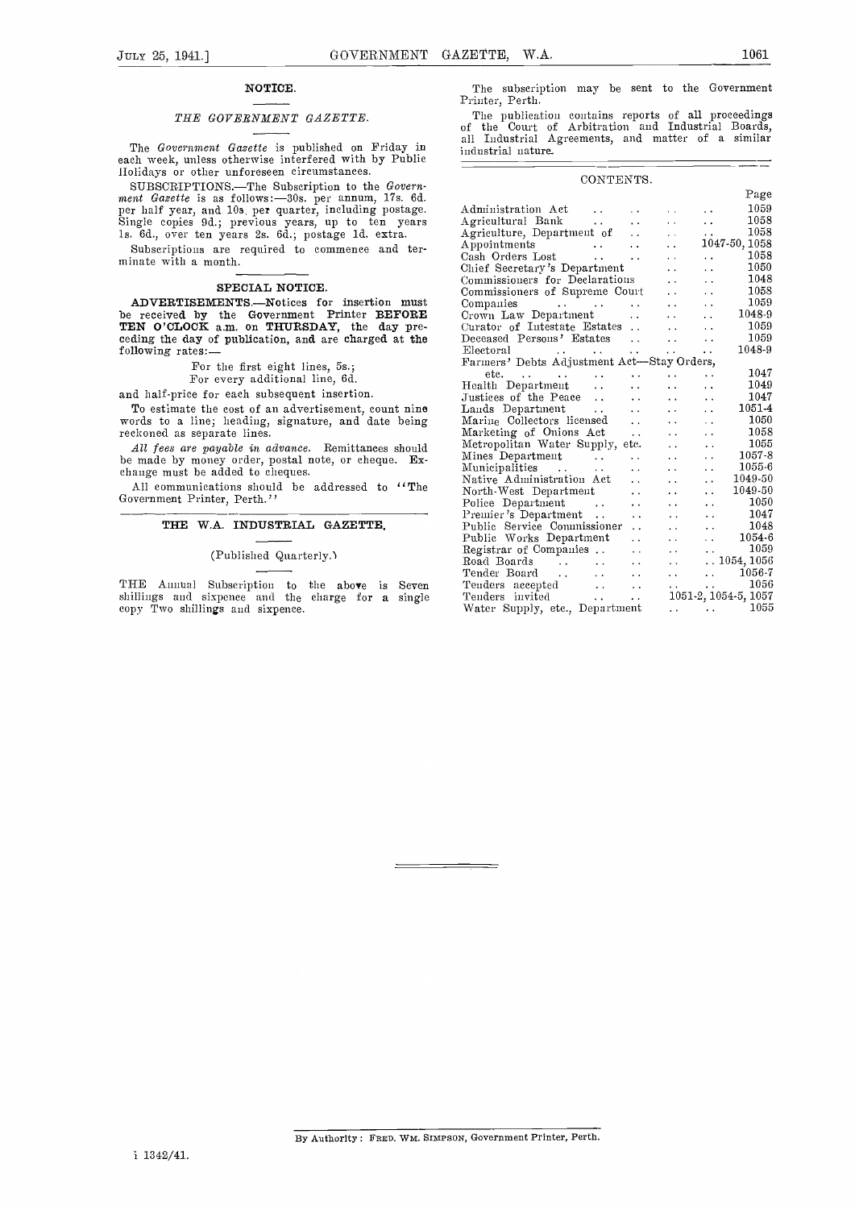## NOTICE.

### *THE GOVERNMENT GAZETTE.*

The *Government Gazette* is published on Friday in each week, unless otherwise interfered with by Public Holidays or other unforeseen circumstances.

SUBSCRIPTIONS.—The Subscription to the *Government Gazette* is as follows:—30s. per annum, 17s. 6d. per half year, and 10s. per quarter, including postage. Single copies 9d.; previous years, up to ten years 1s. 6d., over ten years 2s. 6d.; postage 1d. extra.

Subscriptions are required to commence and terminate with a month.

## SPECIAL NOTICE.

**ADVERTISEMENTS.**—Notices for insertion must be received by the Government Printer **BEFORE TEN O'CLOCK** a.m. on **THURSDAY**, the day preceding the day of publication, and are charged at the following rates:—

For the first eight lines, 5s.;
For every additional line, 6d.

and half-price for each subsequent insertion.

To estimate the cost of an advertisement, count nine words to a line; heading, signature, and date being reckoned as separate lines.

*All fees are payable in advance.* Remittances should be made by money order, postal note, or cheque. Exchange must be added to cheques.

All communications should be addressed to "The Government Printer, Perth."

## THE W.A. INDUSTRIAL GAZETTE.

(Published Quarterly.)

THE Annual Subscription to the above is Seven shillings and sixpence and the charge for a single copy Two shillings and sixpence.

The subscription may be sent to the Government Printer, Perth.

The publication contains reports of all proceedings of the Court of Arbitration and Industrial Boards, all Industrial Agreements, and matter of a similar industrial nature.

## CONTENTS.

| | Page |
|---|---|
| Administration Act | 1059 |
| Agricultural Bank | 1058 |
| Agriculture, Department of | 1058 |
| Appointments | 1047-50, 1058 |
| Cash Orders Lost | 1058 |
| Chief Secretary's Department | 1050 |
| Commissioners for Declarations | 1048 |
| Commissioners of Supreme Court | 1058 |
| Companies | 1059 |
| Crown Law Department | 1048-9 |
| Curator of Intestate Estates | 1059 |
| Deceased Persons' Estates | 1059 |
| Electoral | 1048-9 |
| Farmers' Debts Adjustment Act—Stay Orders, etc. | 1047 |
| Health Department | 1049 |
| Justices of the Peace | 1047 |
| Lands Department | 1051-4 |
| Marine Collectors licensed | 1050 |
| Marketing of Onions Act | 1058 |
| Metropolitan Water Supply, etc. | 1055 |
| Mines Department | 1057-8 |
| Municipalities | 1055-6 |
| Native Administration Act | 1049-50 |
| North-West Department | 1049-50 |
| Police Department | 1050 |
| Premier's Department | 1047 |
| Public Service Commissioner | 1048 |
| Public Works Department | 1054-6 |
| Registrar of Companies | 1059 |
| Road Boards | 1054, 1056 |
| Tender Board | 1056-7 |
| Tenders accepted | 1056 |
| Tenders invited | 1051-2, 1054-5, 1057 |
| Water Supply, etc., Department | 1055 |

By Authority: FRED. WM. SIMPSON, Government Printer, Perth.

i 1342/41.